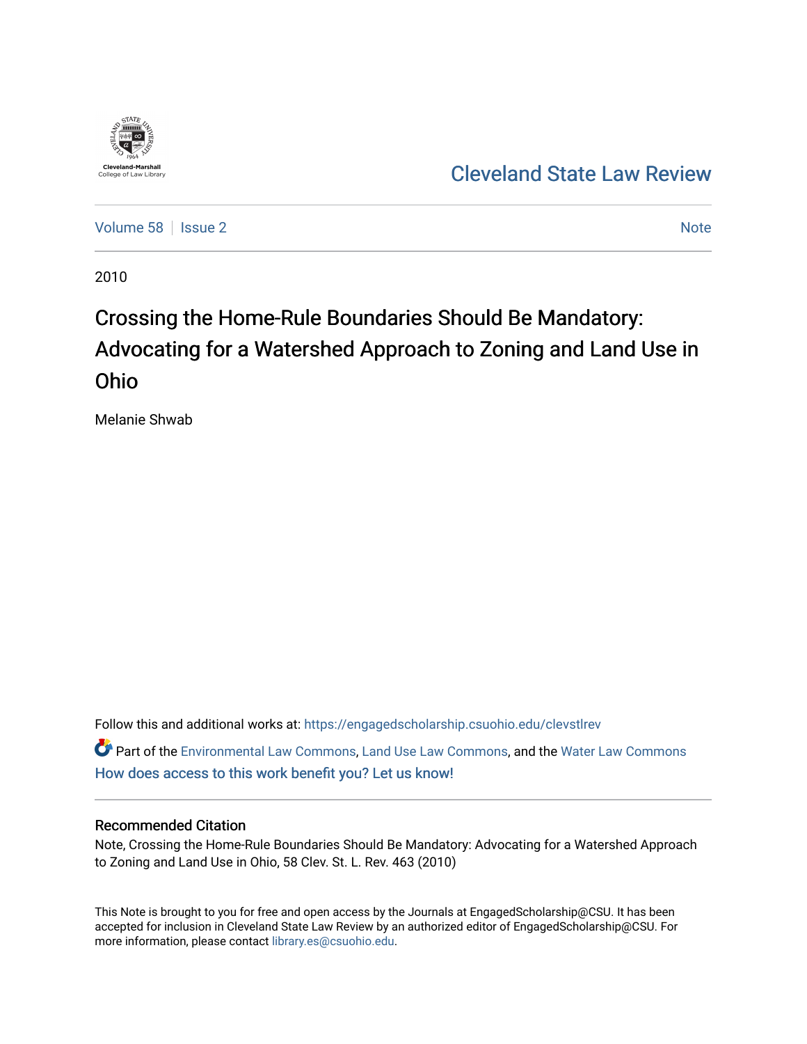Cleveland-Marshall College of Law Library

# Cleveland State Law Review

Volume 58 | Issue 2 | Note

2010

# Crossing the Home-Rule Boundaries Should Be Mandatory: Advocating for a Watershed Approach to Zoning and Land Use in Ohio

Melanie Shwab

Follow this and additional works at: https://engagedscholarship.csuohio.edu/clevstlrev

Part of the Environmental Law Commons, Land Use Law Commons, and the Water Law Commons

How does access to this work benefit you? Let us know!

## Recommended Citation

Note, Crossing the Home-Rule Boundaries Should Be Mandatory: Advocating for a Watershed Approach to Zoning and Land Use in Ohio, 58 Clev. St. L. Rev. 463 (2010)

This Note is brought to you for free and open access by the Journals at EngagedScholarship@CSU. It has been accepted for inclusion in Cleveland State Law Review by an authorized editor of EngagedScholarship@CSU. For more information, please contact library.es@csuohio.edu.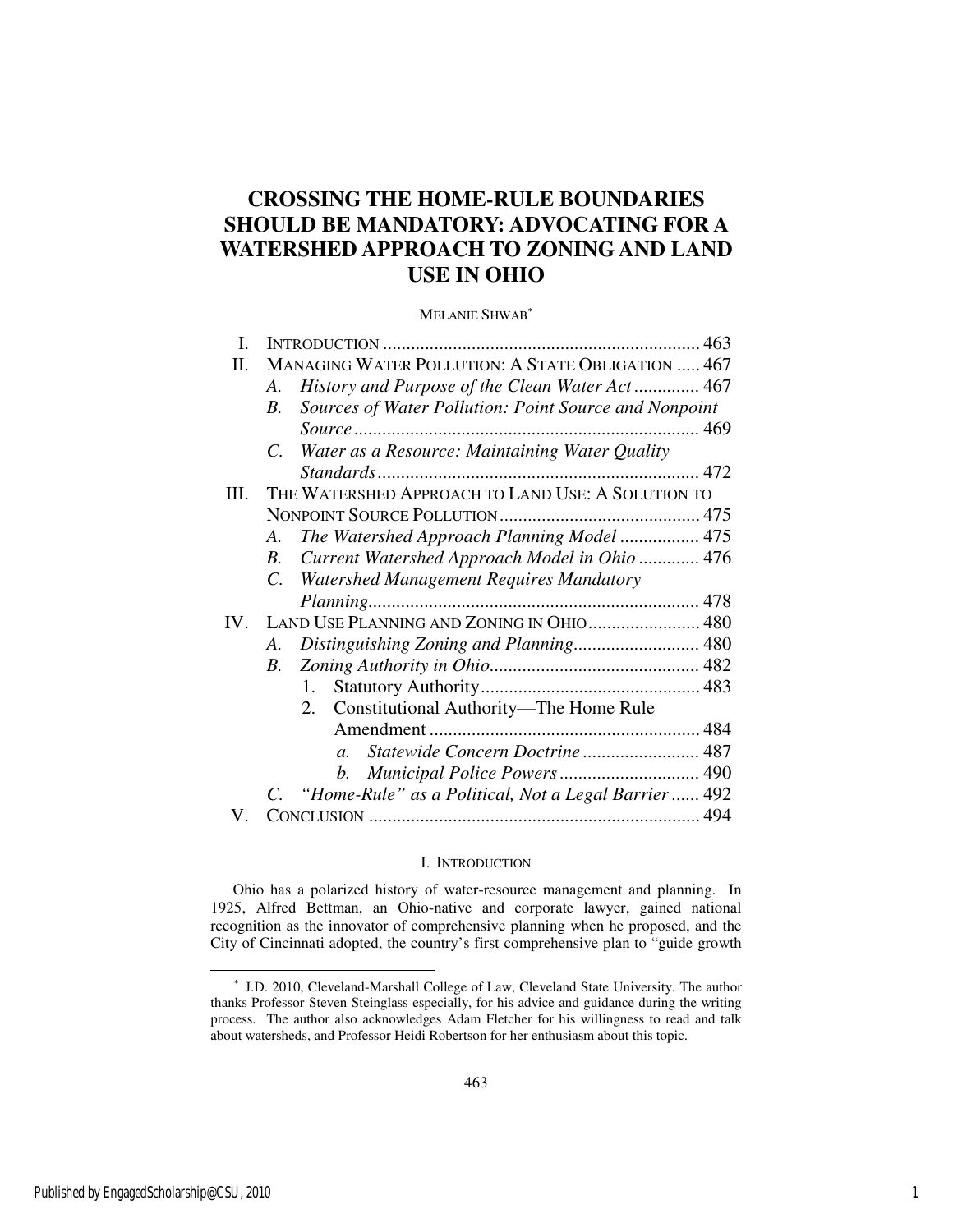# CROSSING THE HOME-RULE BOUNDARIES SHOULD BE MANDATORY: ADVOCATING FOR A WATERSHED APPROACH TO ZONING AND LAND USE IN OHIO

MELANIE SHWAB*

I. INTRODUCTION .................................................................... 463

II. MANAGING WATER POLLUTION: A STATE OBLIGATION ..... 467

- A. *History and Purpose of the Clean Water Act* .............. 467
- B. *Sources of Water Pollution: Point Source and Nonpoint Source* .......................................................................... 469
- C. *Water as a Resource: Maintaining Water Quality Standards* ..................................................................... 472

III. THE WATERSHED APPROACH TO LAND USE: A SOLUTION TO NONPOINT SOURCE POLLUTION ........................................... 475

- A. *The Watershed Approach Planning Model* ................. 475
- B. *Current Watershed Approach Model in Ohio* ............. 476
- C. *Watershed Management Requires Mandatory Planning* ...................................................................... 478

IV. LAND USE PLANNING AND ZONING IN OHIO ........................ 480

- A. *Distinguishing Zoning and Planning* ........................... 480
- B. *Zoning Authority in Ohio* ............................................. 482
  1. Statutory Authority ............................................... 483
  2. Constitutional Authority—The Home Rule Amendment .......................................................... 484
     - a. *Statewide Concern Doctrine* ......................... 487
     - b. *Municipal Police Powers* .............................. 490
- C. *"Home-Rule" as a Political, Not a Legal Barrier* ...... 492

V. CONCLUSION ....................................................................... 494

## I. INTRODUCTION

Ohio has a polarized history of water-resource management and planning. In 1925, Alfred Bettman, an Ohio-native and corporate lawyer, gained national recognition as the innovator of comprehensive planning when he proposed, and the City of Cincinnati adopted, the country's first comprehensive plan to "guide growth

---

\* J.D. 2010, Cleveland-Marshall College of Law, Cleveland State University. The author thanks Professor Steven Steinglass especially, for his advice and guidance during the writing process. The author also acknowledges Adam Fletcher for his willingness to read and talk about watersheds, and Professor Heidi Robertson for her enthusiasm about this topic.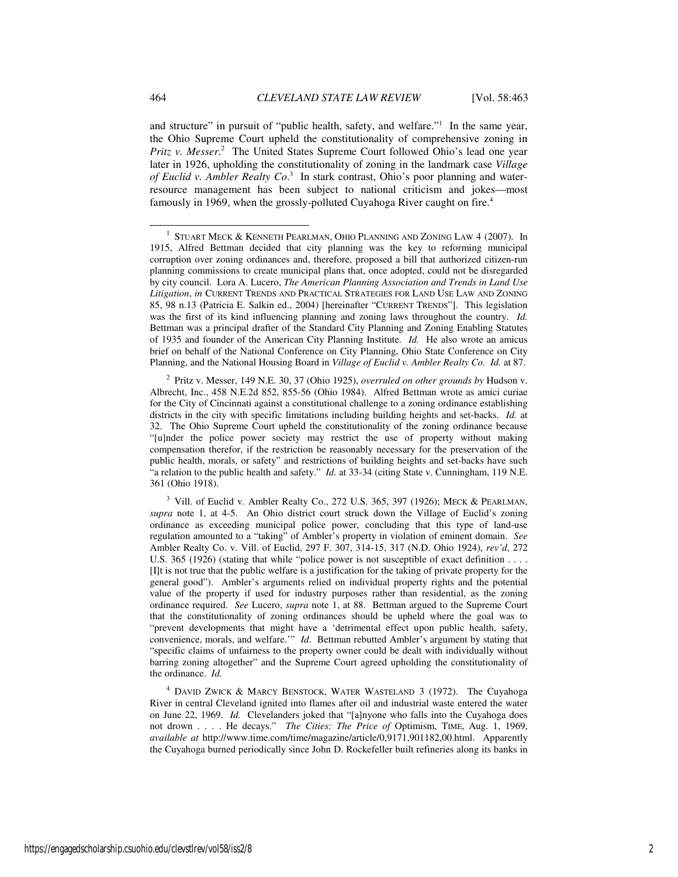and structure" in pursuit of "public health, safety, and welfare."[1] In the same year, the Ohio Supreme Court upheld the constitutionality of comprehensive zoning in *Pritz v. Messer*.[2] The United States Supreme Court followed Ohio's lead one year later in 1926, upholding the constitutionality of zoning in the landmark case *Village of Euclid v. Ambler Realty Co*.[3] In stark contrast, Ohio's poor planning and water-resource management has been subject to national criticism and jokes—most famously in 1969, when the grossly-polluted Cuyahoga River caught on fire.[4]

---

[1] STUART MECK & KENNETH PEARLMAN, OHIO PLANNING AND ZONING LAW 4 (2007). In 1915, Alfred Bettman decided that city planning was the key to reforming municipal corruption over zoning ordinances and, therefore, proposed a bill that authorized citizen-run planning commissions to create municipal plans that, once adopted, could not be disregarded by city council. Lora A. Lucero, *The American Planning Association and Trends in Land Use Litigation*, *in* CURRENT TRENDS AND PRACTICAL STRATEGIES FOR LAND USE LAW AND ZONING 85, 98 n.13 (Patricia E. Salkin ed., 2004) [hereinafter "CURRENT TRENDS"]. This legislation was the first of its kind influencing planning and zoning laws throughout the country. *Id.* Bettman was a principal drafter of the Standard City Planning and Zoning Enabling Statutes of 1935 and founder of the American City Planning Institute. *Id.* He also wrote an amicus brief on behalf of the National Conference on City Planning, Ohio State Conference on City Planning, and the National Housing Board in *Village of Euclid v. Ambler Realty Co. Id.* at 87.

[2] Pritz v. Messer, 149 N.E. 30, 37 (Ohio 1925), *overruled on other grounds by* Hudson v. Albrecht, Inc., 458 N.E.2d 852, 855-56 (Ohio 1984). Alfred Bettman wrote as amici curiae for the City of Cincinnati against a constitutional challenge to a zoning ordinance establishing districts in the city with specific limitations including building heights and set-backs. *Id.* at 32. The Ohio Supreme Court upheld the constitutionality of the zoning ordinance because "[u]nder the police power society may restrict the use of property without making compensation therefor, if the restriction be reasonably necessary for the preservation of the public health, morals, or safety" and restrictions of building heights and set-backs have such "a relation to the public health and safety." *Id.* at 33-34 (citing State v. Cunningham, 119 N.E. 361 (Ohio 1918).

[3] Vill. of Euclid v. Ambler Realty Co., 272 U.S. 365, 397 (1926); MECK & PEARLMAN, *supra* note 1, at 4-5. An Ohio district court struck down the Village of Euclid's zoning ordinance as exceeding municipal police power, concluding that this type of land-use regulation amounted to a "taking" of Ambler's property in violation of eminent domain. *See* Ambler Realty Co. v. Vill. of Euclid, 297 F. 307, 314-15, 317 (N.D. Ohio 1924), *rev'd*, 272 U.S. 365 (1926) (stating that while "police power is not susceptible of exact definition . . . . [I]t is not true that the public welfare is a justification for the taking of private property for the general good"). Ambler's arguments relied on individual property rights and the potential value of the property if used for industry purposes rather than residential, as the zoning ordinance required. *See* Lucero, *supra* note 1, at 88. Bettman argued to the Supreme Court that the constitutionality of zoning ordinances should be upheld where the goal was to "prevent developments that might have a 'detrimental effect upon public health, safety, convenience, morals, and welfare.'" *Id*. Bettman rebutted Ambler's argument by stating that "specific claims of unfairness to the property owner could be dealt with individually without barring zoning altogether" and the Supreme Court agreed upholding the constitutionality of the ordinance. *Id.*

[4] DAVID ZWICK & MARCY BENSTOCK, WATER WASTELAND 3 (1972). The Cuyahoga River in central Cleveland ignited into flames after oil and industrial waste entered the water on June 22, 1969. *Id.* Clevelanders joked that "[a]nyone who falls into the Cuyahoga does not drown . . . . He decays." *The Cities: The Price of* Optimism, TIME, Aug. 1, 1969, *available at* http://www.time.com/time/magazine/article/0,9171,901182,00.html. Apparently the Cuyahoga burned periodically since John D. Rockefeller built refineries along its banks in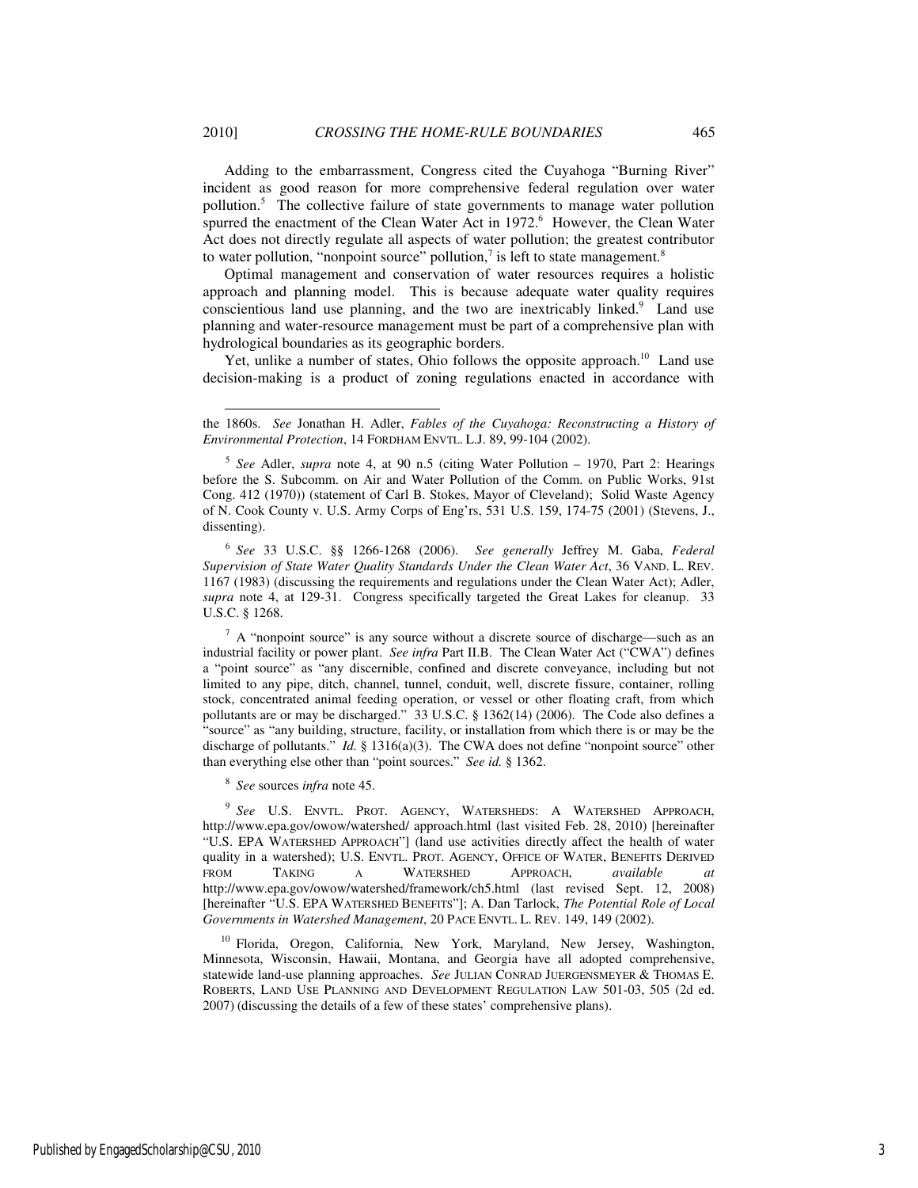Adding to the embarrassment, Congress cited the Cuyahoga "Burning River" incident as good reason for more comprehensive federal regulation over water pollution.[5] The collective failure of state governments to manage water pollution spurred the enactment of the Clean Water Act in 1972.[6] However, the Clean Water Act does not directly regulate all aspects of water pollution; the greatest contributor to water pollution, "nonpoint source" pollution,[7] is left to state management.[8]

Optimal management and conservation of water resources requires a holistic approach and planning model. This is because adequate water quality requires conscientious land use planning, and the two are inextricably linked.[9] Land use planning and water-resource management must be part of a comprehensive plan with hydrological boundaries as its geographic borders.

Yet, unlike a number of states, Ohio follows the opposite approach.[10] Land use decision-making is a product of zoning regulations enacted in accordance with

---

the 1860s. *See* Jonathan H. Adler, *Fables of the Cuyahoga: Reconstructing a History of Environmental Protection*, 14 FORDHAM ENVTL. L.J. 89, 99-104 (2002).

[5] *See* Adler, *supra* note 4, at 90 n.5 (citing Water Pollution – 1970, Part 2: Hearings before the S. Subcomm. on Air and Water Pollution of the Comm. on Public Works, 91st Cong. 412 (1970)) (statement of Carl B. Stokes, Mayor of Cleveland); Solid Waste Agency of N. Cook County v. U.S. Army Corps of Eng'rs, 531 U.S. 159, 174-75 (2001) (Stevens, J., dissenting).

[6] *See* 33 U.S.C. §§ 1266-1268 (2006). *See generally* Jeffrey M. Gaba, *Federal Supervision of State Water Quality Standards Under the Clean Water Act*, 36 VAND. L. REV. 1167 (1983) (discussing the requirements and regulations under the Clean Water Act); Adler, *supra* note 4, at 129-31. Congress specifically targeted the Great Lakes for cleanup. 33 U.S.C. § 1268.

[7] A "nonpoint source" is any source without a discrete source of discharge—such as an industrial facility or power plant. *See infra* Part II.B. The Clean Water Act ("CWA") defines a "point source" as "any discernible, confined and discrete conveyance, including but not limited to any pipe, ditch, channel, tunnel, conduit, well, discrete fissure, container, rolling stock, concentrated animal feeding operation, or vessel or other floating craft, from which pollutants are or may be discharged." 33 U.S.C. § 1362(14) (2006). The Code also defines a "source" as "any building, structure, facility, or installation from which there is or may be the discharge of pollutants." *Id.* § 1316(a)(3). The CWA does not define "nonpoint source" other than everything else other than "point sources." *See id.* § 1362.

[8] *See* sources *infra* note 45.

[9] *See* U.S. ENVTL. PROT. AGENCY, WATERSHEDS: A WATERSHED APPROACH, http://www.epa.gov/owow/watershed/ approach.html (last visited Feb. 28, 2010) [hereinafter "U.S. EPA WATERSHED APPROACH"] (land use activities directly affect the health of water quality in a watershed); U.S. ENVTL. PROT. AGENCY, OFFICE OF WATER, BENEFITS DERIVED FROM TAKING A WATERSHED APPROACH, *available at* http://www.epa.gov/owow/watershed/framework/ch5.html (last revised Sept. 12, 2008) [hereinafter "U.S. EPA WATERSHED BENEFITS"]; A. Dan Tarlock, *The Potential Role of Local Governments in Watershed Management*, 20 PACE ENVTL. L. REV. 149, 149 (2002).

[10] Florida, Oregon, California, New York, Maryland, New Jersey, Washington, Minnesota, Wisconsin, Hawaii, Montana, and Georgia have all adopted comprehensive, statewide land-use planning approaches. *See* JULIAN CONRAD JUERGENSMEYER & THOMAS E. ROBERTS, LAND USE PLANNING AND DEVELOPMENT REGULATION LAW 501-03, 505 (2d ed. 2007) (discussing the details of a few of these states' comprehensive plans).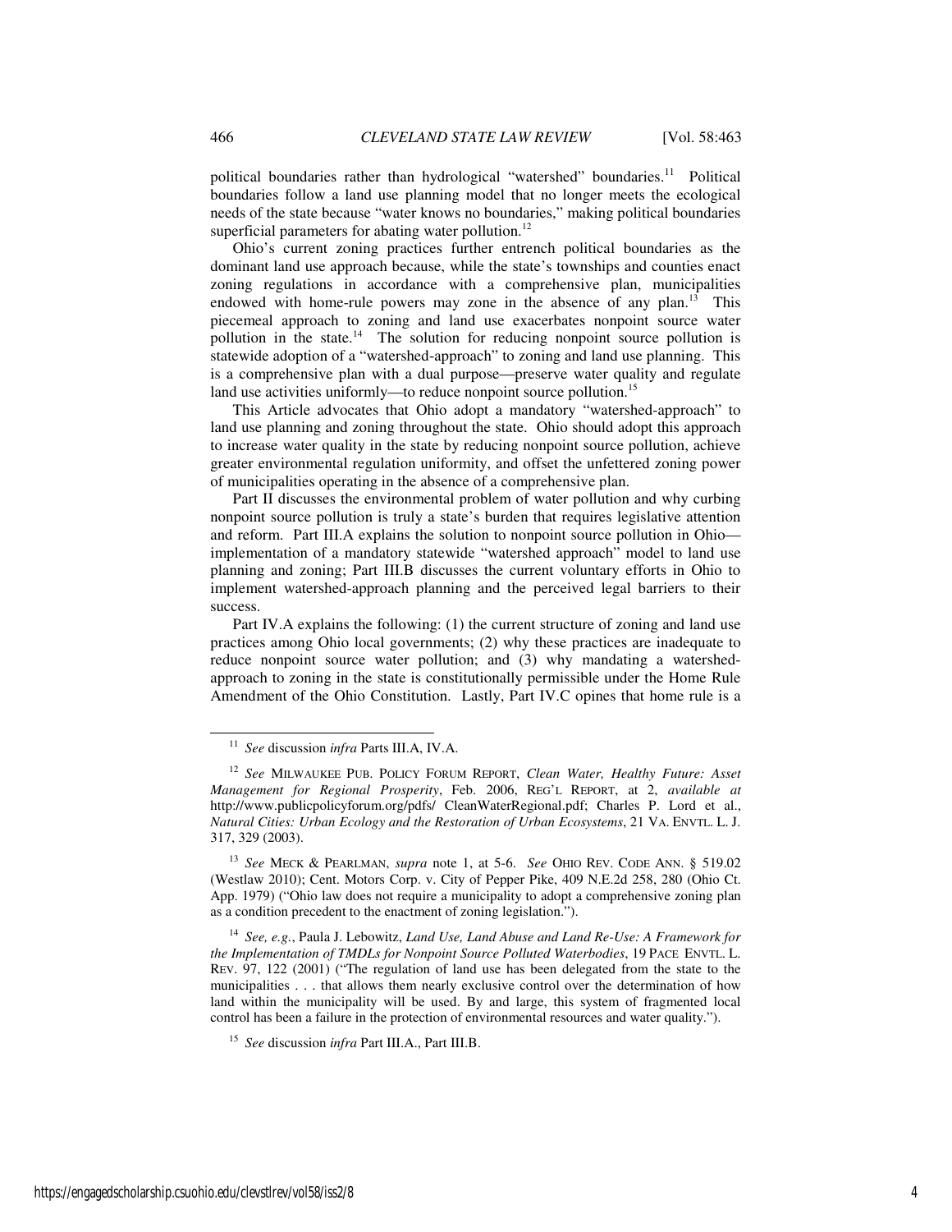political boundaries rather than hydrological "watershed" boundaries.[11] Political boundaries follow a land use planning model that no longer meets the ecological needs of the state because "water knows no boundaries," making political boundaries superficial parameters for abating water pollution.[12]

Ohio's current zoning practices further entrench political boundaries as the dominant land use approach because, while the state's townships and counties enact zoning regulations in accordance with a comprehensive plan, municipalities endowed with home-rule powers may zone in the absence of any plan.[13] This piecemeal approach to zoning and land use exacerbates nonpoint source water pollution in the state.[14] The solution for reducing nonpoint source pollution is statewide adoption of a "watershed-approach" to zoning and land use planning. This is a comprehensive plan with a dual purpose—preserve water quality and regulate land use activities uniformly—to reduce nonpoint source pollution.[15]

This Article advocates that Ohio adopt a mandatory "watershed-approach" to land use planning and zoning throughout the state. Ohio should adopt this approach to increase water quality in the state by reducing nonpoint source pollution, achieve greater environmental regulation uniformity, and offset the unfettered zoning power of municipalities operating in the absence of a comprehensive plan.

Part II discusses the environmental problem of water pollution and why curbing nonpoint source pollution is truly a state's burden that requires legislative attention and reform. Part III.A explains the solution to nonpoint source pollution in Ohio—implementation of a mandatory statewide "watershed approach" model to land use planning and zoning; Part III.B discusses the current voluntary efforts in Ohio to implement watershed-approach planning and the perceived legal barriers to their success.

Part IV.A explains the following: (1) the current structure of zoning and land use practices among Ohio local governments; (2) why these practices are inadequate to reduce nonpoint source water pollution; and (3) why mandating a watershed-approach to zoning in the state is constitutionally permissible under the Home Rule Amendment of the Ohio Constitution. Lastly, Part IV.C opines that home rule is a

---

[11] *See* discussion *infra* Parts III.A, IV.A.

[12] *See* MILWAUKEE PUB. POLICY FORUM REPORT, *Clean Water, Healthy Future: Asset Management for Regional Prosperity*, Feb. 2006, REG'L REPORT, at 2, *available at* http://www.publicpolicyforum.org/pdfs/ CleanWaterRegional.pdf; Charles P. Lord et al., *Natural Cities: Urban Ecology and the Restoration of Urban Ecosystems*, 21 VA. ENVTL. L. J. 317, 329 (2003).

[13] *See* MECK & PEARLMAN, *supra* note 1, at 5-6. *See* OHIO REV. CODE ANN. § 519.02 (Westlaw 2010); Cent. Motors Corp. v. City of Pepper Pike, 409 N.E.2d 258, 280 (Ohio Ct. App. 1979) ("Ohio law does not require a municipality to adopt a comprehensive zoning plan as a condition precedent to the enactment of zoning legislation.").

[14] *See, e.g.*, Paula J. Lebowitz, *Land Use, Land Abuse and Land Re-Use: A Framework for the Implementation of TMDLs for Nonpoint Source Polluted Waterbodies*, 19 PACE ENVTL. L. REV. 97, 122 (2001) ("The regulation of land use has been delegated from the state to the municipalities . . . that allows them nearly exclusive control over the determination of how land within the municipality will be used. By and large, this system of fragmented local control has been a failure in the protection of environmental resources and water quality.").

[15] *See* discussion *infra* Part III.A., Part III.B.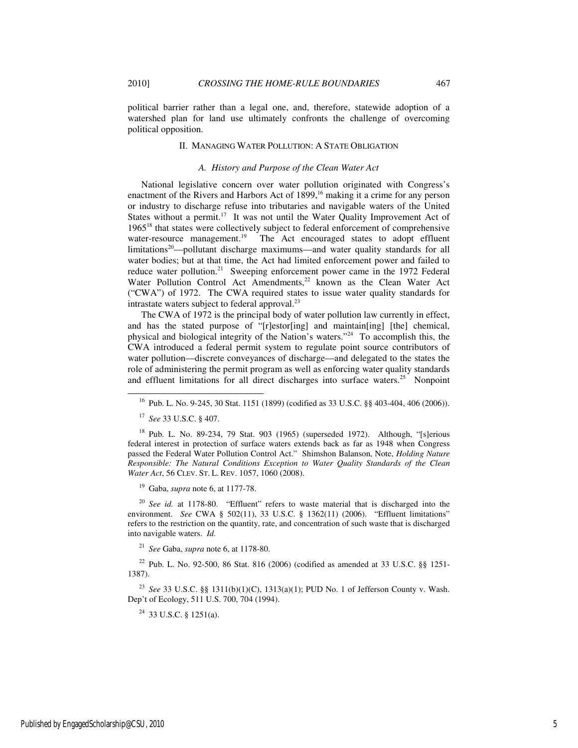political barrier rather than a legal one, and, therefore, statewide adoption of a watershed plan for land use ultimately confronts the challenge of overcoming political opposition.

## II. MANAGING WATER POLLUTION: A STATE OBLIGATION

### *A. History and Purpose of the Clean Water Act*

National legislative concern over water pollution originated with Congress's enactment of the Rivers and Harbors Act of 1899,[16] making it a crime for any person or industry to discharge refuse into tributaries and navigable waters of the United States without a permit.[17] It was not until the Water Quality Improvement Act of 1965[18] that states were collectively subject to federal enforcement of comprehensive water-resource management.[19] The Act encouraged states to adopt effluent limitations[20]—pollutant discharge maximums—and water quality standards for all water bodies; but at that time, the Act had limited enforcement power and failed to reduce water pollution.[21] Sweeping enforcement power came in the 1972 Federal Water Pollution Control Act Amendments,[22] known as the Clean Water Act ("CWA") of 1972. The CWA required states to issue water quality standards for intrastate waters subject to federal approval.[23]

The CWA of 1972 is the principal body of water pollution law currently in effect, and has the stated purpose of "[r]estor[ing] and maintain[ing] [the] chemical, physical and biological integrity of the Nation's waters."[24] To accomplish this, the CWA introduced a federal permit system to regulate point source contributors of water pollution—discrete conveyances of discharge—and delegated to the states the role of administering the permit program as well as enforcing water quality standards and effluent limitations for all direct discharges into surface waters.[25] Nonpoint

---

[16] Pub. L. No. 9-245, 30 Stat. 1151 (1899) (codified as 33 U.S.C. §§ 403-404, 406 (2006)).

[17] *See* 33 U.S.C. § 407.

[18] Pub. L. No. 89-234, 79 Stat. 903 (1965) (superseded 1972). Although, "[s]erious federal interest in protection of surface waters extends back as far as 1948 when Congress passed the Federal Water Pollution Control Act." Shimshon Balanson, Note, *Holding Nature Responsible: The Natural Conditions Exception to Water Quality Standards of the Clean Water Act*, 56 CLEV. ST. L. REV. 1057, 1060 (2008).

[19] Gaba, *supra* note 6, at 1177-78.

[20] *See id.* at 1178-80. "Effluent" refers to waste material that is discharged into the environment. *See* CWA § 502(11), 33 U.S.C. § 1362(11) (2006). "Effluent limitations" refers to the restriction on the quantity, rate, and concentration of such waste that is discharged into navigable waters. *Id.*

[21] *See* Gaba, *supra* note 6, at 1178-80.

[22] Pub. L. No. 92-500, 86 Stat. 816 (2006) (codified as amended at 33 U.S.C. §§ 1251-1387).

[23] *See* 33 U.S.C. §§ 1311(b)(1)(C), 1313(a)(1); PUD No. 1 of Jefferson County v. Wash. Dep't of Ecology, 511 U.S. 700, 704 (1994).

[24] 33 U.S.C. § 1251(a).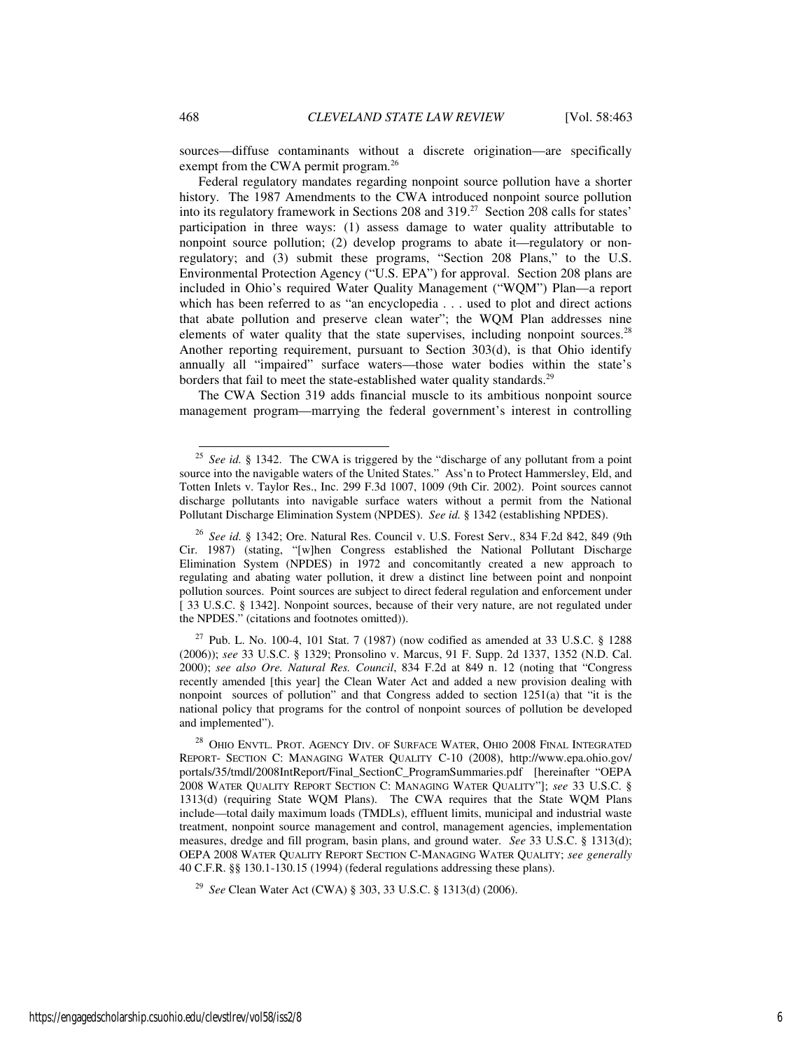sources—diffuse contaminants without a discrete origination—are specifically exempt from the CWA permit program.[26]

Federal regulatory mandates regarding nonpoint source pollution have a shorter history. The 1987 Amendments to the CWA introduced nonpoint source pollution into its regulatory framework in Sections 208 and 319.[27] Section 208 calls for states' participation in three ways: (1) assess damage to water quality attributable to nonpoint source pollution; (2) develop programs to abate it—regulatory or non-regulatory; and (3) submit these programs, "Section 208 Plans," to the U.S. Environmental Protection Agency ("U.S. EPA") for approval. Section 208 plans are included in Ohio's required Water Quality Management ("WQM") Plan—a report which has been referred to as "an encyclopedia . . . used to plot and direct actions that abate pollution and preserve clean water"; the WQM Plan addresses nine elements of water quality that the state supervises, including nonpoint sources.[28] Another reporting requirement, pursuant to Section 303(d), is that Ohio identify annually all "impaired" surface waters—those water bodies within the state's borders that fail to meet the state-established water quality standards.[29]

The CWA Section 319 adds financial muscle to its ambitious nonpoint source management program—marrying the federal government's interest in controlling

---

[25] *See id.* § 1342. The CWA is triggered by the "discharge of any pollutant from a point source into the navigable waters of the United States." Ass'n to Protect Hammersley, Eld, and Totten Inlets v. Taylor Res., Inc. 299 F.3d 1007, 1009 (9th Cir. 2002). Point sources cannot discharge pollutants into navigable surface waters without a permit from the National Pollutant Discharge Elimination System (NPDES). *See id.* § 1342 (establishing NPDES).

[26] *See id.* § 1342; Ore. Natural Res. Council v. U.S. Forest Serv., 834 F.2d 842, 849 (9th Cir. 1987) (stating, "[w]hen Congress established the National Pollutant Discharge Elimination System (NPDES) in 1972 and concomitantly created a new approach to regulating and abating water pollution, it drew a distinct line between point and nonpoint pollution sources. Point sources are subject to direct federal regulation and enforcement under [ 33 U.S.C. § 1342]. Nonpoint sources, because of their very nature, are not regulated under the NPDES." (citations and footnotes omitted)).

[27] Pub. L. No. 100-4, 101 Stat. 7 (1987) (now codified as amended at 33 U.S.C. § 1288 (2006)); *see* 33 U.S.C. § 1329; Pronsolino v. Marcus, 91 F. Supp. 2d 1337, 1352 (N.D. Cal. 2000); *see also Ore. Natural Res. Council*, 834 F.2d at 849 n. 12 (noting that "Congress recently amended [this year] the Clean Water Act and added a new provision dealing with nonpoint sources of pollution" and that Congress added to section 1251(a) that "it is the national policy that programs for the control of nonpoint sources of pollution be developed and implemented").

[28] OHIO ENVTL. PROT. AGENCY DIV. OF SURFACE WATER, OHIO 2008 FINAL INTEGRATED REPORT- SECTION C: MANAGING WATER QUALITY C-10 (2008), http://www.epa.ohio.gov/portals/35/tmdl/2008IntReport/Final_SectionC_ProgramSummaries.pdf [hereinafter "OEPA 2008 WATER QUALITY REPORT SECTION C: MANAGING WATER QUALITY"]; *see* 33 U.S.C. § 1313(d) (requiring State WQM Plans). The CWA requires that the State WQM Plans include—total daily maximum loads (TMDLs), effluent limits, municipal and industrial waste treatment, nonpoint source management and control, management agencies, implementation measures, dredge and fill program, basin plans, and ground water. *See* 33 U.S.C. § 1313(d); OEPA 2008 WATER QUALITY REPORT SECTION C-MANAGING WATER QUALITY; *see generally* 40 C.F.R. §§ 130.1-130.15 (1994) (federal regulations addressing these plans).

[29] *See* Clean Water Act (CWA) § 303, 33 U.S.C. § 1313(d) (2006).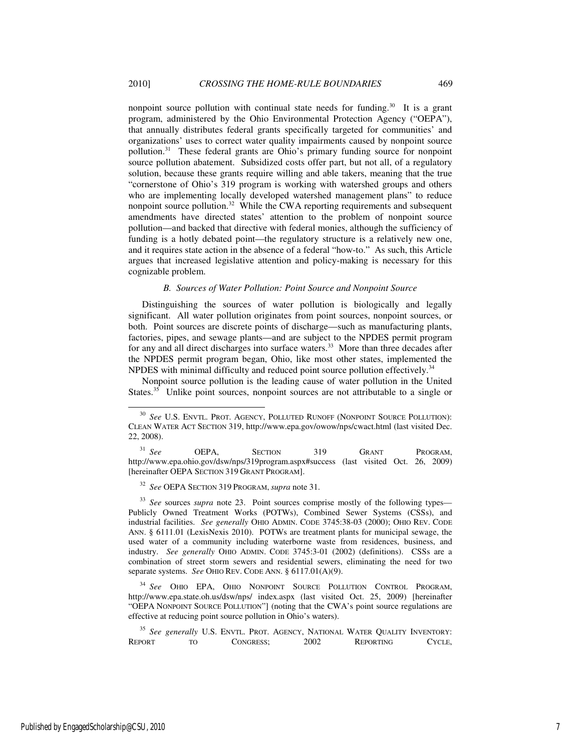nonpoint source pollution with continual state needs for funding.[30] It is a grant program, administered by the Ohio Environmental Protection Agency ("OEPA"), that annually distributes federal grants specifically targeted for communities' and organizations' uses to correct water quality impairments caused by nonpoint source pollution.[31] These federal grants are Ohio's primary funding source for nonpoint source pollution abatement. Subsidized costs offer part, but not all, of a regulatory solution, because these grants require willing and able takers, meaning that the true "cornerstone of Ohio's 319 program is working with watershed groups and others who are implementing locally developed watershed management plans" to reduce nonpoint source pollution.[32] While the CWA reporting requirements and subsequent amendments have directed states' attention to the problem of nonpoint source pollution—and backed that directive with federal monies, although the sufficiency of funding is a hotly debated point—the regulatory structure is a relatively new one, and it requires state action in the absence of a federal "how-to." As such, this Article argues that increased legislative attention and policy-making is necessary for this cognizable problem.

### *B. Sources of Water Pollution: Point Source and Nonpoint Source*

Distinguishing the sources of water pollution is biologically and legally significant. All water pollution originates from point sources, nonpoint sources, or both. Point sources are discrete points of discharge—such as manufacturing plants, factories, pipes, and sewage plants—and are subject to the NPDES permit program for any and all direct discharges into surface waters.[33] More than three decades after the NPDES permit program began, Ohio, like most other states, implemented the NPDES with minimal difficulty and reduced point source pollution effectively.[34]

Nonpoint source pollution is the leading cause of water pollution in the United States.[35] Unlike point sources, nonpoint sources are not attributable to a single or

---

[30] *See* U.S. ENVTL. PROT. AGENCY, POLLUTED RUNOFF (NONPOINT SOURCE POLLUTION): CLEAN WATER ACT SECTION 319, http://www.epa.gov/owow/nps/cwact.html (last visited Dec. 22, 2008).

[31] *See* OEPA, SECTION 319 GRANT PROGRAM, http://www.epa.ohio.gov/dsw/nps/319program.aspx#success (last visited Oct. 26, 2009) [hereinafter OEPA SECTION 319 GRANT PROGRAM].

[32] *See* OEPA SECTION 319 PROGRAM, *supra* note 31.

[33] *See* sources *supra* note 23. Point sources comprise mostly of the following types—Publicly Owned Treatment Works (POTWs), Combined Sewer Systems (CSSs), and industrial facilities. *See generally* OHIO ADMIN. CODE 3745:38-03 (2000); OHIO REV. CODE ANN. § 6111.01 (LexisNexis 2010). POTWs are treatment plants for municipal sewage, the used water of a community including waterborne waste from residences, business, and industry. *See generally* OHIO ADMIN. CODE 3745:3-01 (2002) (definitions). CSSs are a combination of street storm sewers and residential sewers, eliminating the need for two separate systems. *See* OHIO REV. CODE ANN. § 6117.01(A)(9).

[34] *See* OHIO EPA, OHIO NONPOINT SOURCE POLLUTION CONTROL PROGRAM, http://www.epa.state.oh.us/dsw/nps/ index.aspx (last visited Oct. 25, 2009) [hereinafter "OEPA NONPOINT SOURCE POLLUTION"] (noting that the CWA's point source regulations are effective at reducing point source pollution in Ohio's waters).

[35] *See generally* U.S. ENVTL. PROT. AGENCY, NATIONAL WATER QUALITY INVENTORY: REPORT TO CONGRESS; 2002 REPORTING CYCLE,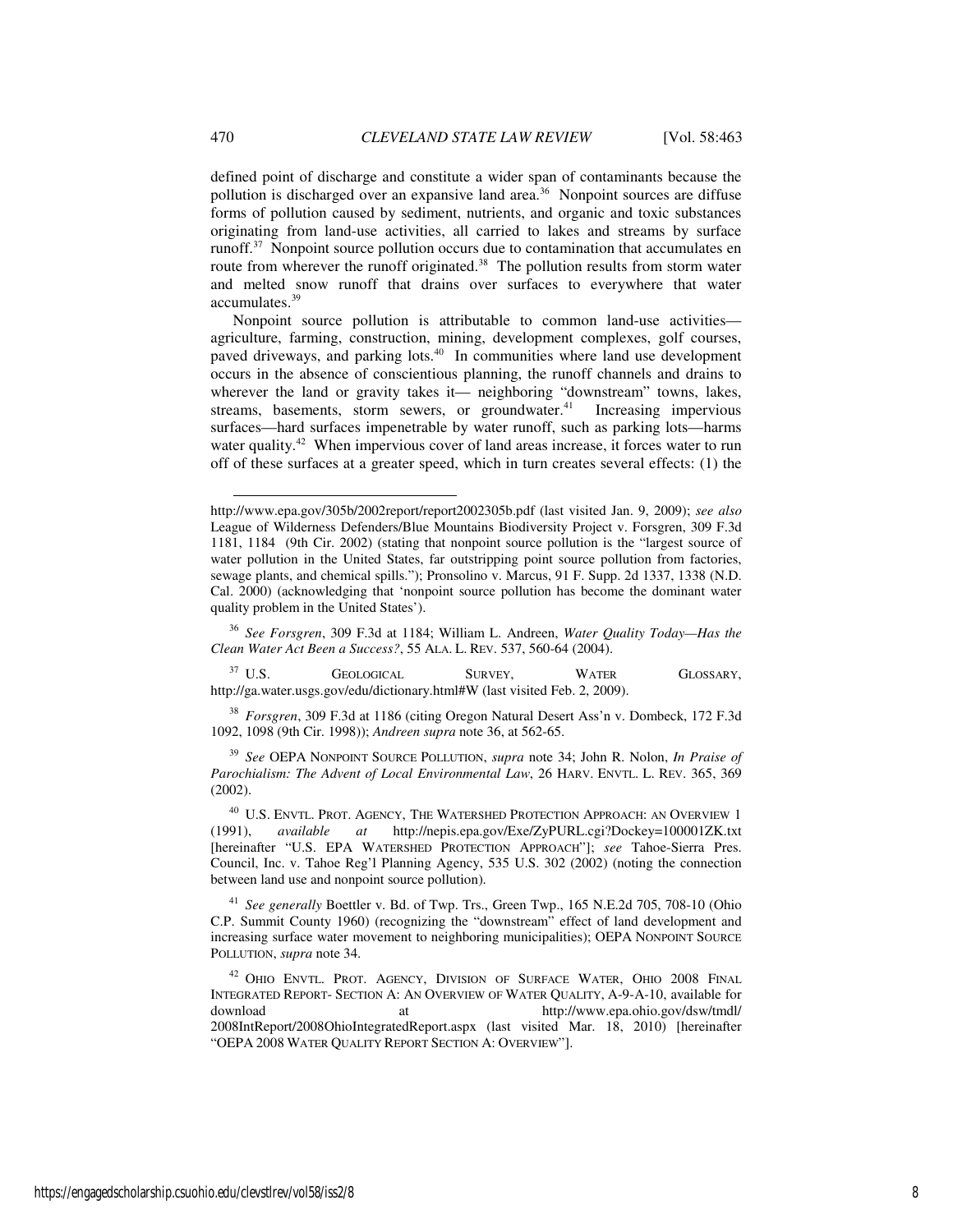defined point of discharge and constitute a wider span of contaminants because the pollution is discharged over an expansive land area.[36] Nonpoint sources are diffuse forms of pollution caused by sediment, nutrients, and organic and toxic substances originating from land-use activities, all carried to lakes and streams by surface runoff.[37] Nonpoint source pollution occurs due to contamination that accumulates en route from wherever the runoff originated.[38] The pollution results from storm water and melted snow runoff that drains over surfaces to everywhere that water accumulates.[39]

Nonpoint source pollution is attributable to common land-use activities—agriculture, farming, construction, mining, development complexes, golf courses, paved driveways, and parking lots.[40] In communities where land use development occurs in the absence of conscientious planning, the runoff channels and drains to wherever the land or gravity takes it— neighboring "downstream" towns, lakes, streams, basements, storm sewers, or groundwater.[41] Increasing impervious surfaces—hard surfaces impenetrable by water runoff, such as parking lots—harms water quality.[42] When impervious cover of land areas increase, it forces water to run off of these surfaces at a greater speed, which in turn creates several effects: (1) the

---

http://www.epa.gov/305b/2002report/report2002305b.pdf (last visited Jan. 9, 2009); *see also* League of Wilderness Defenders/Blue Mountains Biodiversity Project v. Forsgren, 309 F.3d 1181, 1184 (9th Cir. 2002) (stating that nonpoint source pollution is the "largest source of water pollution in the United States, far outstripping point source pollution from factories, sewage plants, and chemical spills."); Pronsolino v. Marcus, 91 F. Supp. 2d 1337, 1338 (N.D. Cal. 2000) (acknowledging that 'nonpoint source pollution has become the dominant water quality problem in the United States').

[36] *See Forsgren*, 309 F.3d at 1184; William L. Andreen, *Water Quality Today—Has the Clean Water Act Been a Success?*, 55 ALA. L. REV. 537, 560-64 (2004).

[37] U.S. GEOLOGICAL SURVEY, WATER GLOSSARY, http://ga.water.usgs.gov/edu/dictionary.html#W (last visited Feb. 2, 2009).

[38] *Forsgren*, 309 F.3d at 1186 (citing Oregon Natural Desert Ass'n v. Dombeck, 172 F.3d 1092, 1098 (9th Cir. 1998)); *Andreen supra* note 36, at 562-65.

[39] *See* OEPA NONPOINT SOURCE POLLUTION, *supra* note 34; John R. Nolon, *In Praise of Parochialism: The Advent of Local Environmental Law*, 26 HARV. ENVTL. L. REV. 365, 369 (2002).

[40] U.S. ENVTL. PROT. AGENCY, THE WATERSHED PROTECTION APPROACH: AN OVERVIEW 1 (1991), *available at* http://nepis.epa.gov/Exe/ZyPURL.cgi?Dockey=100001ZK.txt [hereinafter "U.S. EPA WATERSHED PROTECTION APPROACH"]; *see* Tahoe-Sierra Pres. Council, Inc. v. Tahoe Reg'l Planning Agency, 535 U.S. 302 (2002) (noting the connection between land use and nonpoint source pollution).

[41] *See generally* Boettler v. Bd. of Twp. Trs., Green Twp., 165 N.E.2d 705, 708-10 (Ohio C.P. Summit County 1960) (recognizing the "downstream" effect of land development and increasing surface water movement to neighboring municipalities); OEPA NONPOINT SOURCE POLLUTION, *supra* note 34.

[42] OHIO ENVTL. PROT. AGENCY, DIVISION OF SURFACE WATER, OHIO 2008 FINAL INTEGRATED REPORT- SECTION A: AN OVERVIEW OF WATER QUALITY, A-9-A-10, available for download at http://www.epa.ohio.gov/dsw/tmdl/2008IntReport/2008OhioIntegratedReport.aspx (last visited Mar. 18, 2010) [hereinafter "OEPA 2008 WATER QUALITY REPORT SECTION A: OVERVIEW"].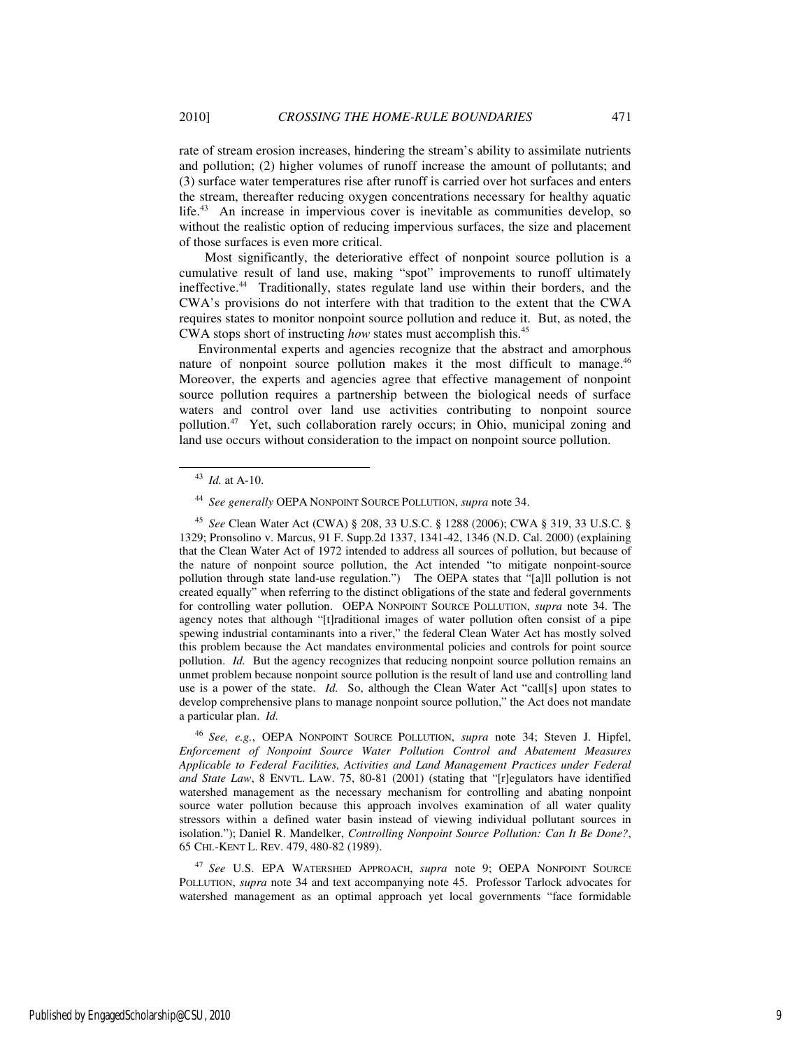rate of stream erosion increases, hindering the stream's ability to assimilate nutrients and pollution; (2) higher volumes of runoff increase the amount of pollutants; and (3) surface water temperatures rise after runoff is carried over hot surfaces and enters the stream, thereafter reducing oxygen concentrations necessary for healthy aquatic life.[43] An increase in impervious cover is inevitable as communities develop, so without the realistic option of reducing impervious surfaces, the size and placement of those surfaces is even more critical.

Most significantly, the deteriorative effect of nonpoint source pollution is a cumulative result of land use, making "spot" improvements to runoff ultimately ineffective.[44] Traditionally, states regulate land use within their borders, and the CWA's provisions do not interfere with that tradition to the extent that the CWA requires states to monitor nonpoint source pollution and reduce it. But, as noted, the CWA stops short of instructing *how* states must accomplish this.[45]

Environmental experts and agencies recognize that the abstract and amorphous nature of nonpoint source pollution makes it the most difficult to manage.[46] Moreover, the experts and agencies agree that effective management of nonpoint source pollution requires a partnership between the biological needs of surface waters and control over land use activities contributing to nonpoint source pollution.[47] Yet, such collaboration rarely occurs; in Ohio, municipal zoning and land use occurs without consideration to the impact on nonpoint source pollution.

---

[43] *Id.* at A-10.

[44] *See generally* OEPA NONPOINT SOURCE POLLUTION, *supra* note 34.

[45] *See* Clean Water Act (CWA) § 208, 33 U.S.C. § 1288 (2006); CWA § 319, 33 U.S.C. § 1329; Pronsolino v. Marcus, 91 F. Supp.2d 1337, 1341-42, 1346 (N.D. Cal. 2000) (explaining that the Clean Water Act of 1972 intended to address all sources of pollution, but because of the nature of nonpoint source pollution, the Act intended "to mitigate nonpoint-source pollution through state land-use regulation.") The OEPA states that "[a]ll pollution is not created equally" when referring to the distinct obligations of the state and federal governments for controlling water pollution. OEPA NONPOINT SOURCE POLLUTION, *supra* note 34. The agency notes that although "[t]raditional images of water pollution often consist of a pipe spewing industrial contaminants into a river," the federal Clean Water Act has mostly solved this problem because the Act mandates environmental policies and controls for point source pollution. *Id.* But the agency recognizes that reducing nonpoint source pollution remains an unmet problem because nonpoint source pollution is the result of land use and controlling land use is a power of the state. *Id.* So, although the Clean Water Act "call[s] upon states to develop comprehensive plans to manage nonpoint source pollution," the Act does not mandate a particular plan. *Id.*

[46] *See, e.g.*, OEPA NONPOINT SOURCE POLLUTION, *supra* note 34; Steven J. Hipfel, *Enforcement of Nonpoint Source Water Pollution Control and Abatement Measures Applicable to Federal Facilities, Activities and Land Management Practices under Federal and State Law*, 8 ENVTL. LAW. 75, 80-81 (2001) (stating that "[r]egulators have identified watershed management as the necessary mechanism for controlling and abating nonpoint source water pollution because this approach involves examination of all water quality stressors within a defined water basin instead of viewing individual pollutant sources in isolation."); Daniel R. Mandelker, *Controlling Nonpoint Source Pollution: Can It Be Done?*, 65 CHI.-KENT L. REV. 479, 480-82 (1989).

[47] *See* U.S. EPA WATERSHED APPROACH, *supra* note 9; OEPA NONPOINT SOURCE POLLUTION, *supra* note 34 and text accompanying note 45. Professor Tarlock advocates for watershed management as an optimal approach yet local governments "face formidable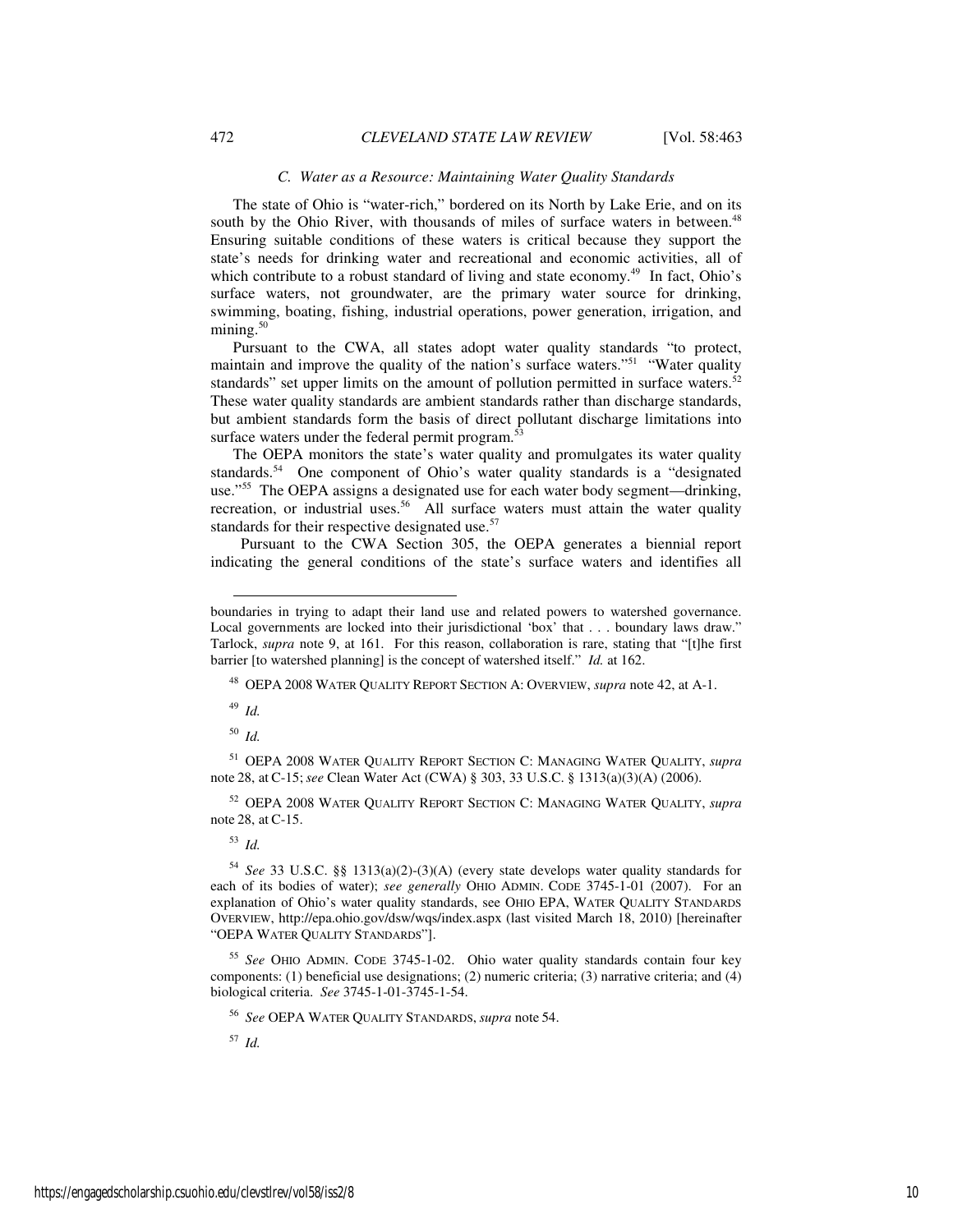### *C. Water as a Resource: Maintaining Water Quality Standards*

The state of Ohio is "water-rich," bordered on its North by Lake Erie, and on its south by the Ohio River, with thousands of miles of surface waters in between.[48] Ensuring suitable conditions of these waters is critical because they support the state's needs for drinking water and recreational and economic activities, all of which contribute to a robust standard of living and state economy.[49] In fact, Ohio's surface waters, not groundwater, are the primary water source for drinking, swimming, boating, fishing, industrial operations, power generation, irrigation, and mining.[50]

Pursuant to the CWA, all states adopt water quality standards "to protect, maintain and improve the quality of the nation's surface waters."[51] "Water quality standards" set upper limits on the amount of pollution permitted in surface waters.[52] These water quality standards are ambient standards rather than discharge standards, but ambient standards form the basis of direct pollutant discharge limitations into surface waters under the federal permit program.[53]

The OEPA monitors the state's water quality and promulgates its water quality standards.[54] One component of Ohio's water quality standards is a "designated use."[55] The OEPA assigns a designated use for each water body segment—drinking, recreation, or industrial uses.[56] All surface waters must attain the water quality standards for their respective designated use.[57]

Pursuant to the CWA Section 305, the OEPA generates a biennial report indicating the general conditions of the state's surface waters and identifies all

---

boundaries in trying to adapt their land use and related powers to watershed governance. Local governments are locked into their jurisdictional 'box' that . . . boundary laws draw." Tarlock, *supra* note 9, at 161. For this reason, collaboration is rare, stating that "[t]he first barrier [to watershed planning] is the concept of watershed itself." *Id.* at 162.

[48] OEPA 2008 WATER QUALITY REPORT SECTION A: OVERVIEW, *supra* note 42, at A-1.

[49] *Id.*

[50] *Id.*

[51] OEPA 2008 WATER QUALITY REPORT SECTION C: MANAGING WATER QUALITY, *supra* note 28, at C-15; *see* Clean Water Act (CWA) § 303, 33 U.S.C. § 1313(a)(3)(A) (2006).

[52] OEPA 2008 WATER QUALITY REPORT SECTION C: MANAGING WATER QUALITY, *supra* note 28, at C-15.

[53] *Id.*

[54] *See* 33 U.S.C. §§ 1313(a)(2)-(3)(A) (every state develops water quality standards for each of its bodies of water); *see generally* OHIO ADMIN. CODE 3745-1-01 (2007). For an explanation of Ohio's water quality standards, see OHIO EPA, WATER QUALITY STANDARDS OVERVIEW, http://epa.ohio.gov/dsw/wqs/index.aspx (last visited March 18, 2010) [hereinafter "OEPA WATER QUALITY STANDARDS"].

[55] *See* OHIO ADMIN. CODE 3745-1-02. Ohio water quality standards contain four key components: (1) beneficial use designations; (2) numeric criteria; (3) narrative criteria; and (4) biological criteria. *See* 3745-1-01-3745-1-54.

[56] *See* OEPA WATER QUALITY STANDARDS, *supra* note 54.

[57] *Id.*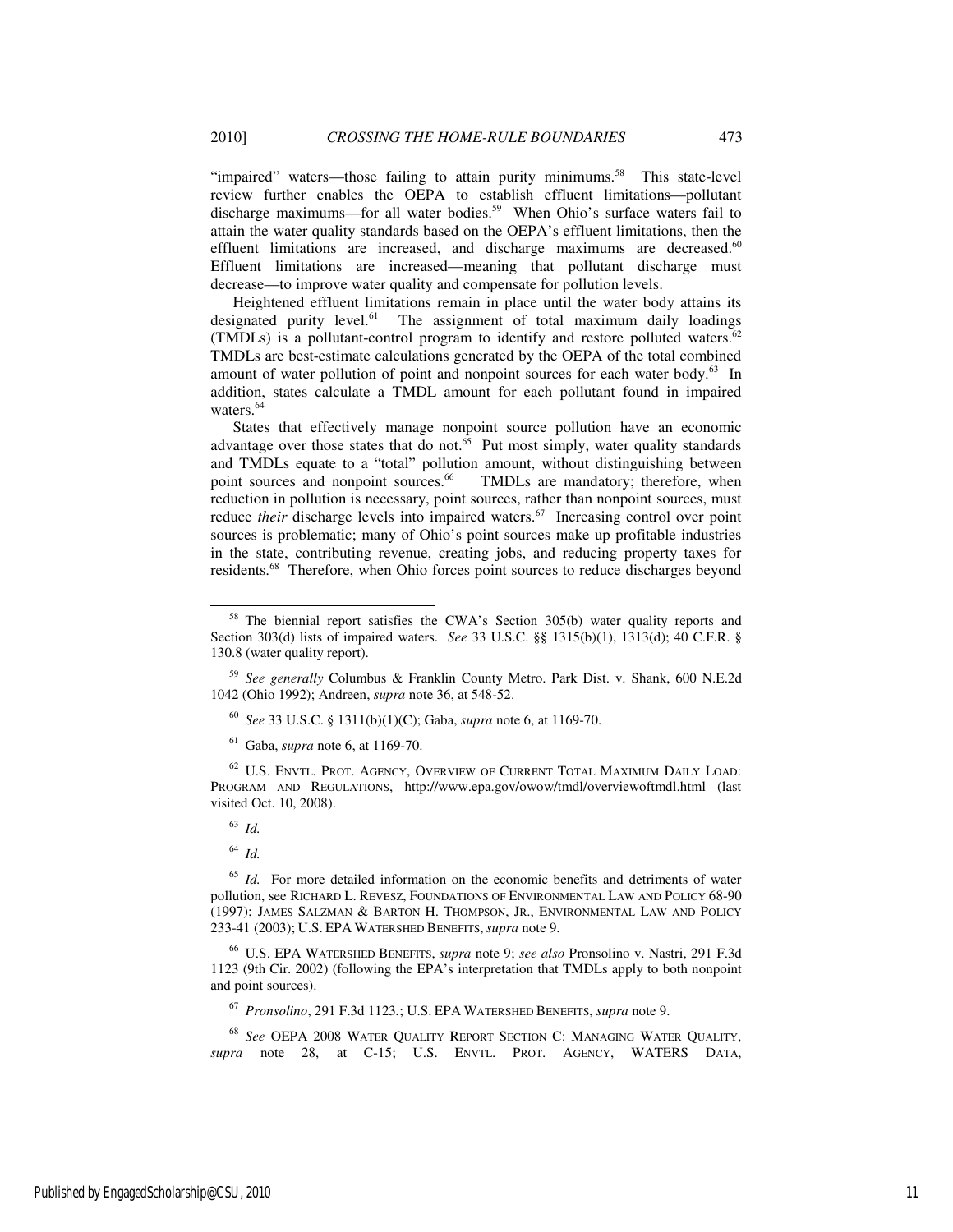"impaired" waters—those failing to attain purity minimums.[58] This state-level review further enables the OEPA to establish effluent limitations—pollutant discharge maximums—for all water bodies.[59] When Ohio's surface waters fail to attain the water quality standards based on the OEPA's effluent limitations, then the effluent limitations are increased, and discharge maximums are decreased.[60] Effluent limitations are increased—meaning that pollutant discharge must decrease—to improve water quality and compensate for pollution levels.

Heightened effluent limitations remain in place until the water body attains its designated purity level.[61] The assignment of total maximum daily loadings (TMDLs) is a pollutant-control program to identify and restore polluted waters.[62] TMDLs are best-estimate calculations generated by the OEPA of the total combined amount of water pollution of point and nonpoint sources for each water body.[63] In addition, states calculate a TMDL amount for each pollutant found in impaired waters.[64]

States that effectively manage nonpoint source pollution have an economic advantage over those states that do not.[65] Put most simply, water quality standards and TMDLs equate to a "total" pollution amount, without distinguishing between point sources and nonpoint sources.[66] TMDLs are mandatory; therefore, when reduction in pollution is necessary, point sources, rather than nonpoint sources, must reduce *their* discharge levels into impaired waters.[67] Increasing control over point sources is problematic; many of Ohio's point sources make up profitable industries in the state, contributing revenue, creating jobs, and reducing property taxes for residents.[68] Therefore, when Ohio forces point sources to reduce discharges beyond

---

[58] The biennial report satisfies the CWA's Section 305(b) water quality reports and Section 303(d) lists of impaired waters. *See* 33 U.S.C. §§ 1315(b)(1), 1313(d); 40 C.F.R. § 130.8 (water quality report).

[59] *See generally* Columbus & Franklin County Metro. Park Dist. v. Shank, 600 N.E.2d 1042 (Ohio 1992); Andreen, *supra* note 36, at 548-52.

[60] *See* 33 U.S.C. § 1311(b)(1)(C); Gaba, *supra* note 6, at 1169-70.

[61] Gaba, *supra* note 6, at 1169-70.

[62] U.S. ENVTL. PROT. AGENCY, OVERVIEW OF CURRENT TOTAL MAXIMUM DAILY LOAD: PROGRAM AND REGULATIONS, http://www.epa.gov/owow/tmdl/overviewoftmdl.html (last visited Oct. 10, 2008).

[63] *Id.*

[64] *Id.*

[65] *Id.* For more detailed information on the economic benefits and detriments of water pollution, see RICHARD L. REVESZ, FOUNDATIONS OF ENVIRONMENTAL LAW AND POLICY 68-90 (1997); JAMES SALZMAN & BARTON H. THOMPSON, JR., ENVIRONMENTAL LAW AND POLICY 233-41 (2003); U.S. EPA WATERSHED BENEFITS, *supra* note 9.

[66] U.S. EPA WATERSHED BENEFITS, *supra* note 9; *see also* Pronsolino v. Nastri, 291 F.3d 1123 (9th Cir. 2002) (following the EPA's interpretation that TMDLs apply to both nonpoint and point sources).

[67] *Pronsolino*, 291 F.3d 1123.; U.S. EPA WATERSHED BENEFITS, *supra* note 9.

[68] *See* OEPA 2008 WATER QUALITY REPORT SECTION C: MANAGING WATER QUALITY, *supra* note 28, at C-15; U.S. ENVTL. PROT. AGENCY, WATERS DATA,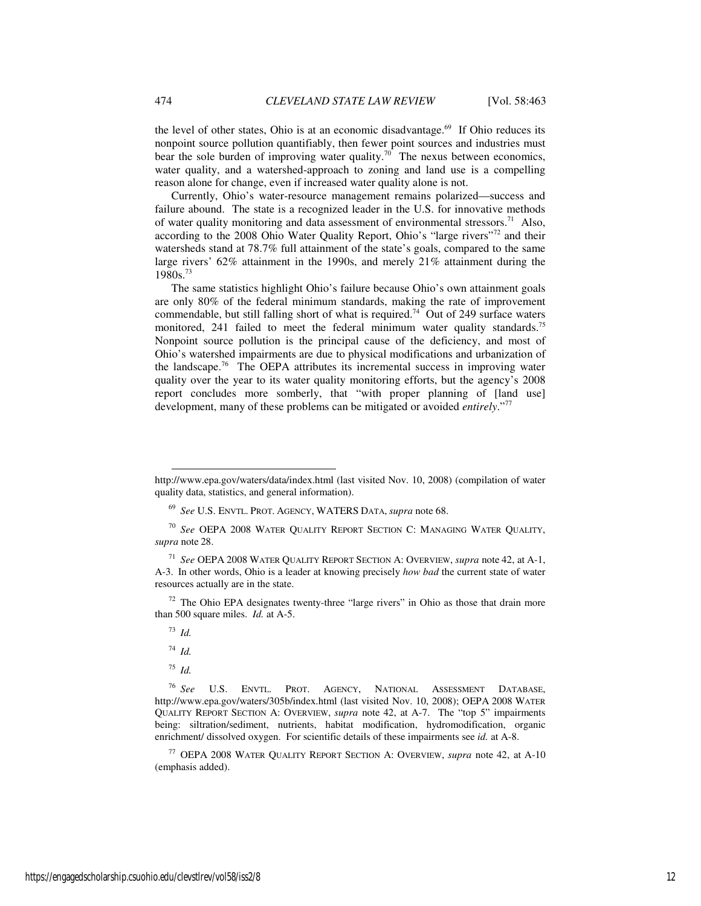the level of other states, Ohio is at an economic disadvantage.[69] If Ohio reduces its nonpoint source pollution quantifiably, then fewer point sources and industries must bear the sole burden of improving water quality.[70] The nexus between economics, water quality, and a watershed-approach to zoning and land use is a compelling reason alone for change, even if increased water quality alone is not.

Currently, Ohio's water-resource management remains polarized—success and failure abound. The state is a recognized leader in the U.S. for innovative methods of water quality monitoring and data assessment of environmental stressors.[71] Also, according to the 2008 Ohio Water Quality Report, Ohio's "large rivers"[72] and their watersheds stand at 78.7% full attainment of the state's goals, compared to the same large rivers' 62% attainment in the 1990s, and merely 21% attainment during the 1980s.[73]

The same statistics highlight Ohio's failure because Ohio's own attainment goals are only 80% of the federal minimum standards, making the rate of improvement commendable, but still falling short of what is required.[74] Out of 249 surface waters monitored, 241 failed to meet the federal minimum water quality standards.[75] Nonpoint source pollution is the principal cause of the deficiency, and most of Ohio's watershed impairments are due to physical modifications and urbanization of the landscape.[76] The OEPA attributes its incremental success in improving water quality over the year to its water quality monitoring efforts, but the agency's 2008 report concludes more somberly, that "with proper planning of [land use] development, many of these problems can be mitigated or avoided *entirely*."[77]

---

http://www.epa.gov/waters/data/index.html (last visited Nov. 10, 2008) (compilation of water quality data, statistics, and general information).

[69] *See* U.S. ENVTL. PROT. AGENCY, WATERS DATA, *supra* note 68.

[70] *See* OEPA 2008 WATER QUALITY REPORT SECTION C: MANAGING WATER QUALITY, *supra* note 28.

[71] *See* OEPA 2008 WATER QUALITY REPORT SECTION A: OVERVIEW, *supra* note 42, at A-1, A-3. In other words, Ohio is a leader at knowing precisely *how bad* the current state of water resources actually are in the state.

[72] The Ohio EPA designates twenty-three "large rivers" in Ohio as those that drain more than 500 square miles. *Id.* at A-5.

[73] *Id.*

[74] *Id.*

[75] *Id.*

[76] *See* U.S. ENVTL. PROT. AGENCY, NATIONAL ASSESSMENT DATABASE, http://www.epa.gov/waters/305b/index.html (last visited Nov. 10, 2008); OEPA 2008 WATER QUALITY REPORT SECTION A: OVERVIEW, *supra* note 42, at A-7. The "top 5" impairments being: siltration/sediment, nutrients, habitat modification, hydromodification, organic enrichment/ dissolved oxygen. For scientific details of these impairments see *id.* at A-8.

[77] OEPA 2008 WATER QUALITY REPORT SECTION A: OVERVIEW, *supra* note 42, at A-10 (emphasis added).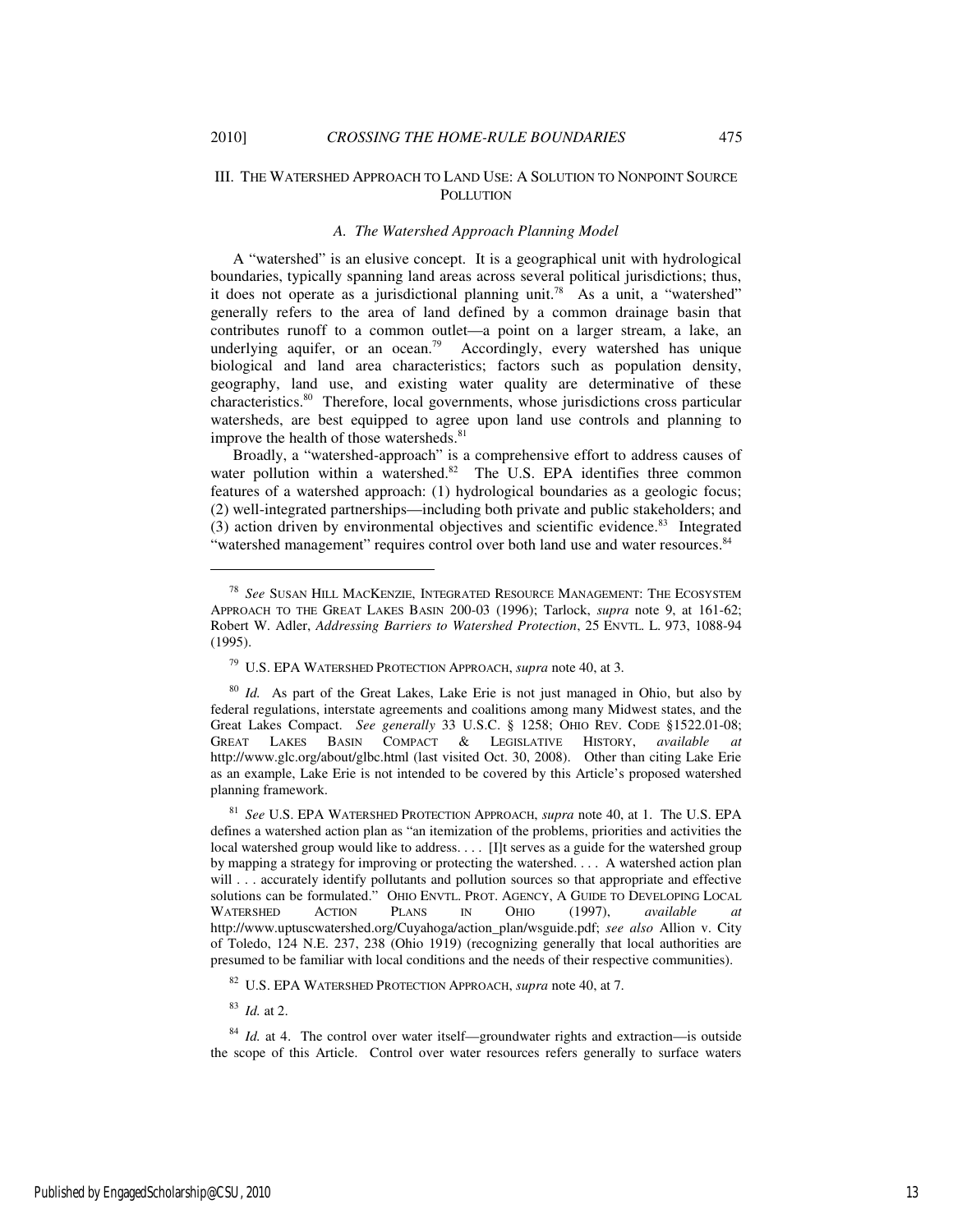## III. THE WATERSHED APPROACH TO LAND USE: A SOLUTION TO NONPOINT SOURCE POLLUTION

### *A. The Watershed Approach Planning Model*

A "watershed" is an elusive concept. It is a geographical unit with hydrological boundaries, typically spanning land areas across several political jurisdictions; thus, it does not operate as a jurisdictional planning unit.[78] As a unit, a "watershed" generally refers to the area of land defined by a common drainage basin that contributes runoff to a common outlet—a point on a larger stream, a lake, an underlying aquifer, or an ocean.[79] Accordingly, every watershed has unique biological and land area characteristics; factors such as population density, geography, land use, and existing water quality are determinative of these characteristics.[80] Therefore, local governments, whose jurisdictions cross particular watersheds, are best equipped to agree upon land use controls and planning to improve the health of those watersheds.[81]

Broadly, a "watershed-approach" is a comprehensive effort to address causes of water pollution within a watershed.[82] The U.S. EPA identifies three common features of a watershed approach: (1) hydrological boundaries as a geologic focus; (2) well-integrated partnerships—including both private and public stakeholders; and (3) action driven by environmental objectives and scientific evidence.[83] Integrated "watershed management" requires control over both land use and water resources.[84]

---

[78] *See* SUSAN HILL MACKENZIE, INTEGRATED RESOURCE MANAGEMENT: THE ECOSYSTEM APPROACH TO THE GREAT LAKES BASIN 200-03 (1996); Tarlock, *supra* note 9, at 161-62; Robert W. Adler, *Addressing Barriers to Watershed Protection*, 25 ENVTL. L. 973, 1088-94 (1995).

[79] U.S. EPA WATERSHED PROTECTION APPROACH, *supra* note 40, at 3.

[80] *Id.* As part of the Great Lakes, Lake Erie is not just managed in Ohio, but also by federal regulations, interstate agreements and coalitions among many Midwest states, and the Great Lakes Compact. *See generally* 33 U.S.C. § 1258; OHIO REV. CODE §1522.01-08; GREAT LAKES BASIN COMPACT & LEGISLATIVE HISTORY, *available at* http://www.glc.org/about/glbc.html (last visited Oct. 30, 2008). Other than citing Lake Erie as an example, Lake Erie is not intended to be covered by this Article's proposed watershed planning framework.

[81] *See* U.S. EPA WATERSHED PROTECTION APPROACH, *supra* note 40, at 1. The U.S. EPA defines a watershed action plan as "an itemization of the problems, priorities and activities the local watershed group would like to address. . . . [I]t serves as a guide for the watershed group by mapping a strategy for improving or protecting the watershed. . . . A watershed action plan will . . . accurately identify pollutants and pollution sources so that appropriate and effective solutions can be formulated." OHIO ENVTL. PROT. AGENCY, A GUIDE TO DEVELOPING LOCAL WATERSHED ACTION PLANS IN OHIO (1997), *available at* http://www.uptuscwatershed.org/Cuyahoga/action_plan/wsguide.pdf; *see also* Allion v. City of Toledo, 124 N.E. 237, 238 (Ohio 1919) (recognizing generally that local authorities are presumed to be familiar with local conditions and the needs of their respective communities).

[82] U.S. EPA WATERSHED PROTECTION APPROACH, *supra* note 40, at 7.

[83] *Id.* at 2.

[84] *Id.* at 4. The control over water itself—groundwater rights and extraction—is outside the scope of this Article. Control over water resources refers generally to surface waters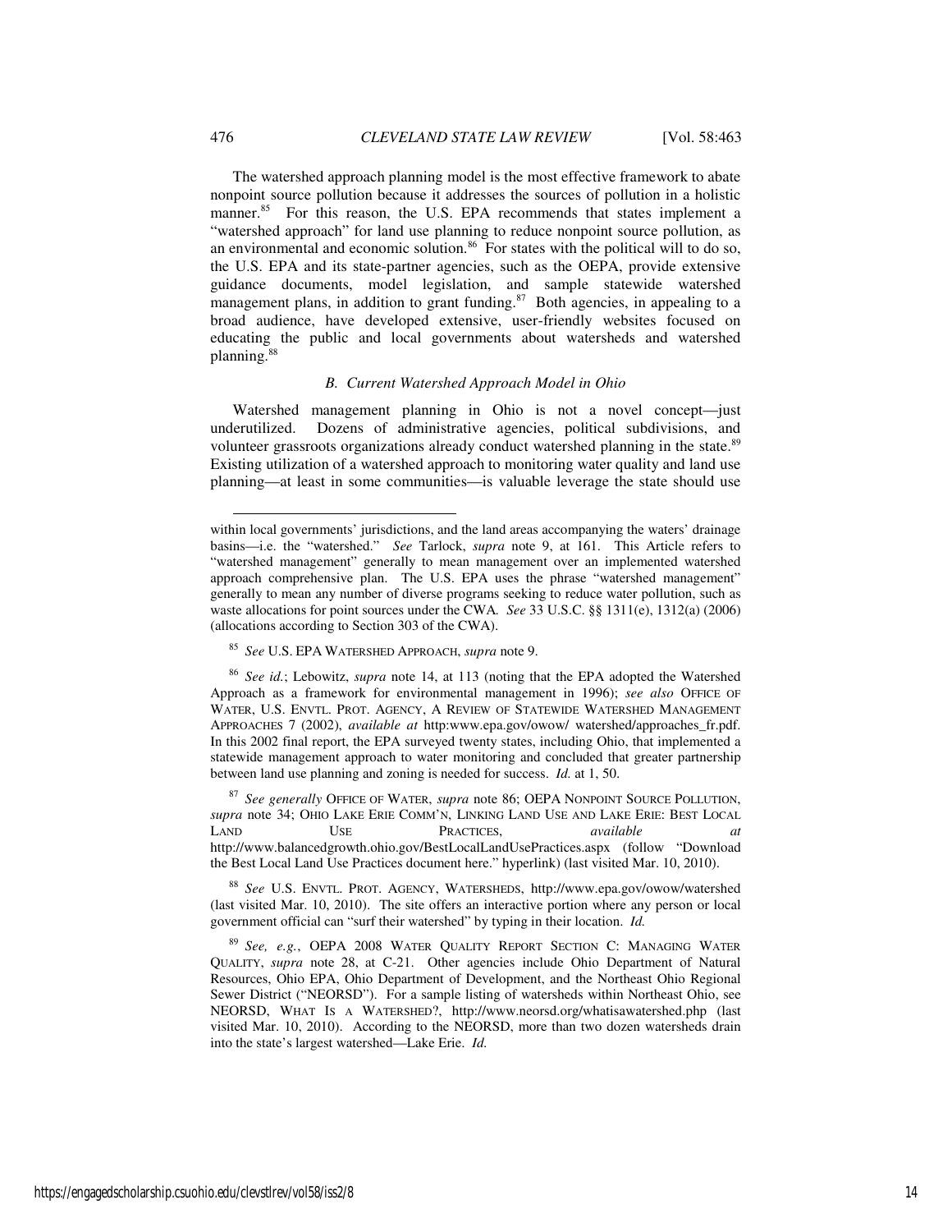The watershed approach planning model is the most effective framework to abate nonpoint source pollution because it addresses the sources of pollution in a holistic manner.[85] For this reason, the U.S. EPA recommends that states implement a "watershed approach" for land use planning to reduce nonpoint source pollution, as an environmental and economic solution.[86] For states with the political will to do so, the U.S. EPA and its state-partner agencies, such as the OEPA, provide extensive guidance documents, model legislation, and sample statewide watershed management plans, in addition to grant funding.[87] Both agencies, in appealing to a broad audience, have developed extensive, user-friendly websites focused on educating the public and local governments about watersheds and watershed planning.[88]

### *B. Current Watershed Approach Model in Ohio*

Watershed management planning in Ohio is not a novel concept—just underutilized. Dozens of administrative agencies, political subdivisions, and volunteer grassroots organizations already conduct watershed planning in the state.[89] Existing utilization of a watershed approach to monitoring water quality and land use planning—at least in some communities—is valuable leverage the state should use

---

within local governments' jurisdictions, and the land areas accompanying the waters' drainage basins—i.e. the "watershed." *See* Tarlock, *supra* note 9, at 161. This Article refers to "watershed management" generally to mean management over an implemented watershed approach comprehensive plan. The U.S. EPA uses the phrase "watershed management" generally to mean any number of diverse programs seeking to reduce water pollution, such as waste allocations for point sources under the CWA. *See* 33 U.S.C. §§ 1311(e), 1312(a) (2006) (allocations according to Section 303 of the CWA).

[85] *See* U.S. EPA WATERSHED APPROACH, *supra* note 9.

[86] *See id.*; Lebowitz, *supra* note 14, at 113 (noting that the EPA adopted the Watershed Approach as a framework for environmental management in 1996); *see also* OFFICE OF WATER, U.S. ENVTL. PROT. AGENCY, A REVIEW OF STATEWIDE WATERSHED MANAGEMENT APPROACHES 7 (2002), *available at* http:www.epa.gov/owow/ watershed/approaches_fr.pdf. In this 2002 final report, the EPA surveyed twenty states, including Ohio, that implemented a statewide management approach to water monitoring and concluded that greater partnership between land use planning and zoning is needed for success. *Id.* at 1, 50.

[87] *See generally* OFFICE OF WATER, *supra* note 86; OEPA NONPOINT SOURCE POLLUTION, *supra* note 34; OHIO LAKE ERIE COMM'N, LINKING LAND USE AND LAKE ERIE: BEST LOCAL LAND USE PRACTICES, *available at* http://www.balancedgrowth.ohio.gov/BestLocalLandUsePractices.aspx (follow "Download the Best Local Land Use Practices document here." hyperlink) (last visited Mar. 10, 2010).

[88] *See* U.S. ENVTL. PROT. AGENCY, WATERSHEDS, http://www.epa.gov/owow/watershed (last visited Mar. 10, 2010). The site offers an interactive portion where any person or local government official can "surf their watershed" by typing in their location. *Id.*

[89] *See, e.g.*, OEPA 2008 WATER QUALITY REPORT SECTION C: MANAGING WATER QUALITY, *supra* note 28, at C-21. Other agencies include Ohio Department of Natural Resources, Ohio EPA, Ohio Department of Development, and the Northeast Ohio Regional Sewer District ("NEORSD"). For a sample listing of watersheds within Northeast Ohio, see NEORSD, WHAT IS A WATERSHED?, http://www.neorsd.org/whatisawatershed.php (last visited Mar. 10, 2010). According to the NEORSD, more than two dozen watersheds drain into the state's largest watershed—Lake Erie. *Id.*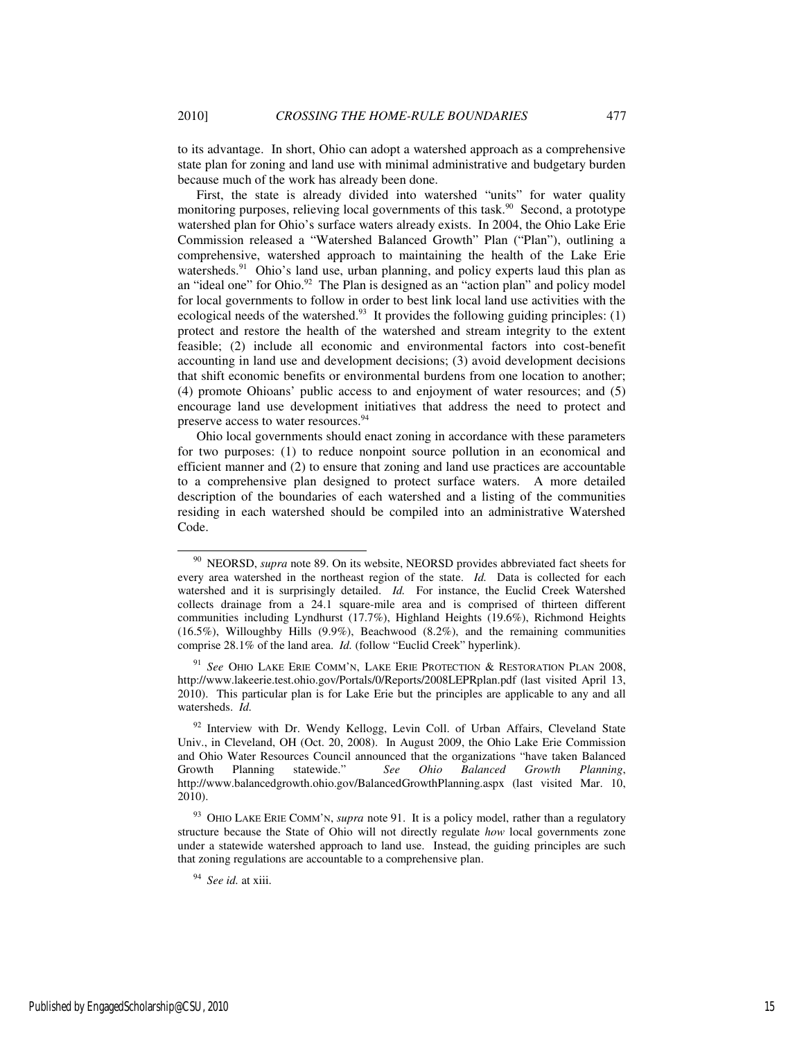to its advantage. In short, Ohio can adopt a watershed approach as a comprehensive state plan for zoning and land use with minimal administrative and budgetary burden because much of the work has already been done.

First, the state is already divided into watershed "units" for water quality monitoring purposes, relieving local governments of this task.[90] Second, a prototype watershed plan for Ohio's surface waters already exists. In 2004, the Ohio Lake Erie Commission released a "Watershed Balanced Growth" Plan ("Plan"), outlining a comprehensive, watershed approach to maintaining the health of the Lake Erie watersheds.[91] Ohio's land use, urban planning, and policy experts laud this plan as an "ideal one" for Ohio.[92] The Plan is designed as an "action plan" and policy model for local governments to follow in order to best link local land use activities with the ecological needs of the watershed.[93] It provides the following guiding principles: (1) protect and restore the health of the watershed and stream integrity to the extent feasible; (2) include all economic and environmental factors into cost-benefit accounting in land use and development decisions; (3) avoid development decisions that shift economic benefits or environmental burdens from one location to another; (4) promote Ohioans' public access to and enjoyment of water resources; and (5) encourage land use development initiatives that address the need to protect and preserve access to water resources.[94]

Ohio local governments should enact zoning in accordance with these parameters for two purposes: (1) to reduce nonpoint source pollution in an economical and efficient manner and (2) to ensure that zoning and land use practices are accountable to a comprehensive plan designed to protect surface waters. A more detailed description of the boundaries of each watershed and a listing of the communities residing in each watershed should be compiled into an administrative Watershed Code.

---

[90] NEORSD, *supra* note 89. On its website, NEORSD provides abbreviated fact sheets for every area watershed in the northeast region of the state. *Id.* Data is collected for each watershed and it is surprisingly detailed. *Id.* For instance, the Euclid Creek Watershed collects drainage from a 24.1 square-mile area and is comprised of thirteen different communities including Lyndhurst (17.7%), Highland Heights (19.6%), Richmond Heights (16.5%), Willoughby Hills (9.9%), Beachwood (8.2%), and the remaining communities comprise 28.1% of the land area. *Id.* (follow "Euclid Creek" hyperlink).

[91] *See* OHIO LAKE ERIE COMM'N, LAKE ERIE PROTECTION & RESTORATION PLAN 2008, http://www.lakeerie.test.ohio.gov/Portals/0/Reports/2008LEPRplan.pdf (last visited April 13, 2010). This particular plan is for Lake Erie but the principles are applicable to any and all watersheds. *Id.*

[92] Interview with Dr. Wendy Kellogg, Levin Coll. of Urban Affairs, Cleveland State Univ., in Cleveland, OH (Oct. 20, 2008). In August 2009, the Ohio Lake Erie Commission and Ohio Water Resources Council announced that the organizations "have taken Balanced Growth Planning statewide." *See Ohio Balanced Growth Planning*, http://www.balancedgrowth.ohio.gov/BalancedGrowthPlanning.aspx (last visited Mar. 10, 2010).

[93] OHIO LAKE ERIE COMM'N, *supra* note 91. It is a policy model, rather than a regulatory structure because the State of Ohio will not directly regulate *how* local governments zone under a statewide watershed approach to land use. Instead, the guiding principles are such that zoning regulations are accountable to a comprehensive plan.

[94] *See id.* at xiii.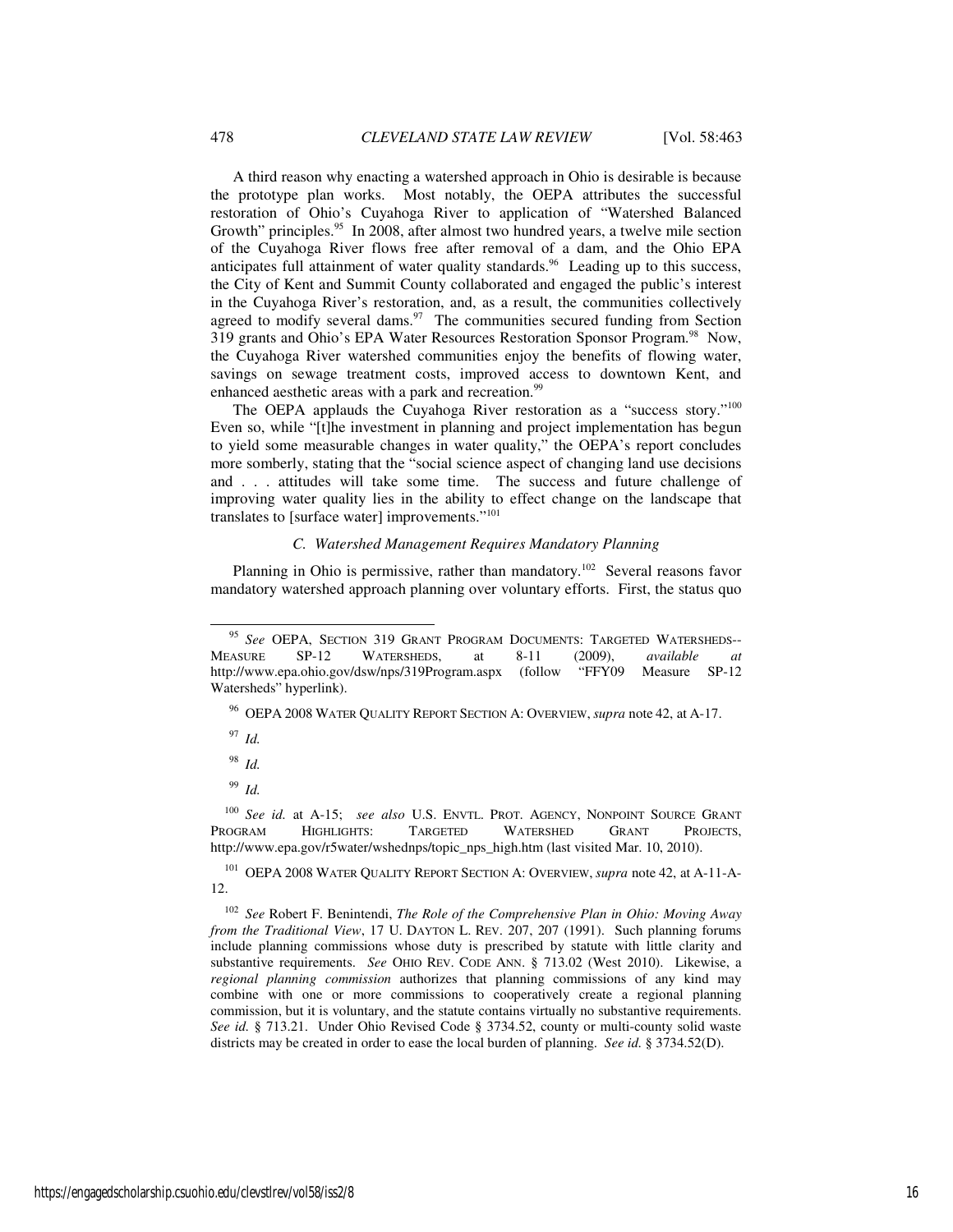A third reason why enacting a watershed approach in Ohio is desirable is because the prototype plan works. Most notably, the OEPA attributes the successful restoration of Ohio's Cuyahoga River to application of "Watershed Balanced Growth" principles.[95] In 2008, after almost two hundred years, a twelve mile section of the Cuyahoga River flows free after removal of a dam, and the Ohio EPA anticipates full attainment of water quality standards.[96] Leading up to this success, the City of Kent and Summit County collaborated and engaged the public's interest in the Cuyahoga River's restoration, and, as a result, the communities collectively agreed to modify several dams.[97] The communities secured funding from Section 319 grants and Ohio's EPA Water Resources Restoration Sponsor Program.[98] Now, the Cuyahoga River watershed communities enjoy the benefits of flowing water, savings on sewage treatment costs, improved access to downtown Kent, and enhanced aesthetic areas with a park and recreation.[99]

The OEPA applauds the Cuyahoga River restoration as a "success story."[100] Even so, while "[t]he investment in planning and project implementation has begun to yield some measurable changes in water quality," the OEPA's report concludes more somberly, stating that the "social science aspect of changing land use decisions and . . . attitudes will take some time. The success and future challenge of improving water quality lies in the ability to effect change on the landscape that translates to [surface water] improvements."[101]

### *C. Watershed Management Requires Mandatory Planning*

Planning in Ohio is permissive, rather than mandatory.[102] Several reasons favor mandatory watershed approach planning over voluntary efforts. First, the status quo

---

[95] *See* OEPA, SECTION 319 GRANT PROGRAM DOCUMENTS: TARGETED WATERSHEDS--MEASURE SP-12 WATERSHEDS, at 8-11 (2009), *available at* http://www.epa.ohio.gov/dsw/nps/319Program.aspx (follow "FFY09 Measure SP-12 Watersheds" hyperlink).

[96] OEPA 2008 WATER QUALITY REPORT SECTION A: OVERVIEW, *supra* note 42, at A-17.

[97] *Id.*

[98] *Id.*

[99] *Id.*

[100] *See id.* at A-15; *see also* U.S. ENVTL. PROT. AGENCY, NONPOINT SOURCE GRANT PROGRAM HIGHLIGHTS: TARGETED WATERSHED GRANT PROJECTS, http://www.epa.gov/r5water/wshednps/topic_nps_high.htm (last visited Mar. 10, 2010).

[101] OEPA 2008 WATER QUALITY REPORT SECTION A: OVERVIEW, *supra* note 42, at A-11-A-12.

[102] *See* Robert F. Benintendi, *The Role of the Comprehensive Plan in Ohio: Moving Away from the Traditional View*, 17 U. DAYTON L. REV. 207, 207 (1991). Such planning forums include planning commissions whose duty is prescribed by statute with little clarity and substantive requirements. *See* OHIO REV. CODE ANN. § 713.02 (West 2010). Likewise, a *regional planning commission* authorizes that planning commissions of any kind may combine with one or more commissions to cooperatively create a regional planning commission, but it is voluntary, and the statute contains virtually no substantive requirements. *See id.* § 713.21. Under Ohio Revised Code § 3734.52, county or multi-county solid waste districts may be created in order to ease the local burden of planning. *See id.* § 3734.52(D).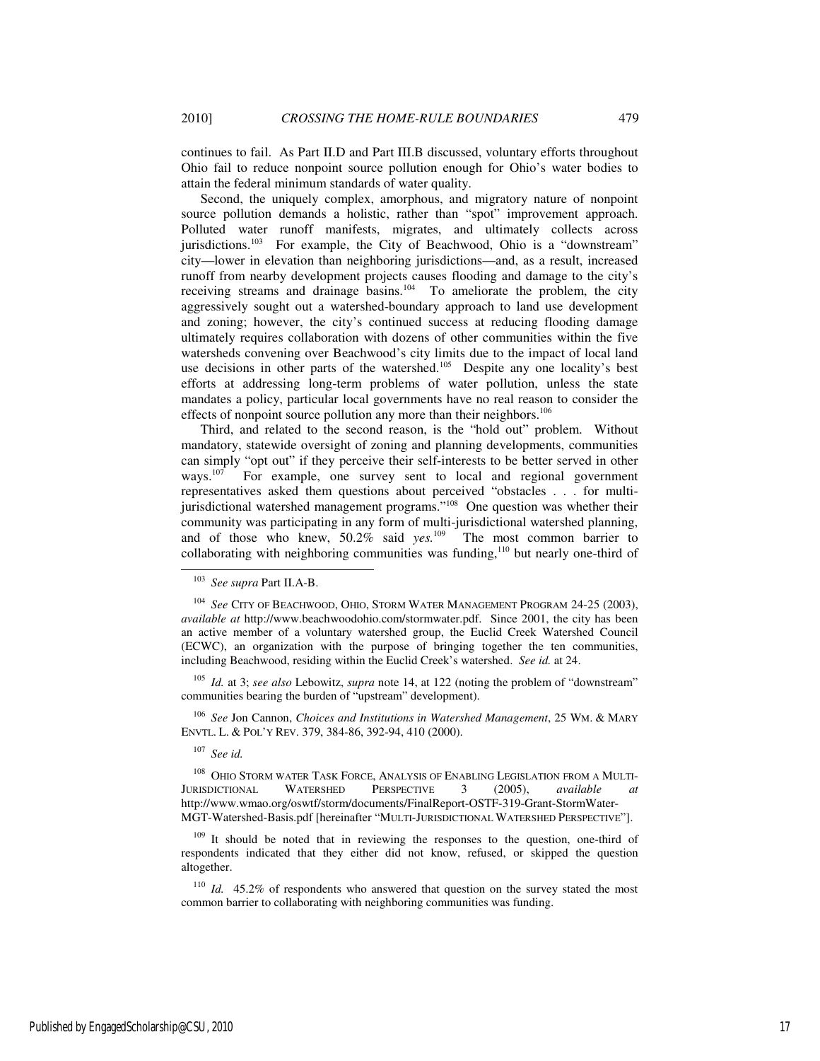continues to fail. As Part II.D and Part III.B discussed, voluntary efforts throughout Ohio fail to reduce nonpoint source pollution enough for Ohio's water bodies to attain the federal minimum standards of water quality.

Second, the uniquely complex, amorphous, and migratory nature of nonpoint source pollution demands a holistic, rather than "spot" improvement approach. Polluted water runoff manifests, migrates, and ultimately collects across jurisdictions.[103] For example, the City of Beachwood, Ohio is a "downstream" city—lower in elevation than neighboring jurisdictions—and, as a result, increased runoff from nearby development projects causes flooding and damage to the city's receiving streams and drainage basins.[104] To ameliorate the problem, the city aggressively sought out a watershed-boundary approach to land use development and zoning; however, the city's continued success at reducing flooding damage ultimately requires collaboration with dozens of other communities within the five watersheds convening over Beachwood's city limits due to the impact of local land use decisions in other parts of the watershed.[105] Despite any one locality's best efforts at addressing long-term problems of water pollution, unless the state mandates a policy, particular local governments have no real reason to consider the effects of nonpoint source pollution any more than their neighbors.[106]

Third, and related to the second reason, is the "hold out" problem. Without mandatory, statewide oversight of zoning and planning developments, communities can simply "opt out" if they perceive their self-interests to be better served in other ways.[107] For example, one survey sent to local and regional government representatives asked them questions about perceived "obstacles . . . for multi-jurisdictional watershed management programs."[108] One question was whether their community was participating in any form of multi-jurisdictional watershed planning, and of those who knew, 50.2% said *yes.*[109] The most common barrier to collaborating with neighboring communities was funding,[110] but nearly one-third of

---

[103] *See supra* Part II.A-B.

[104] *See* CITY OF BEACHWOOD, OHIO, STORM WATER MANAGEMENT PROGRAM 24-25 (2003), *available at* http://www.beachwoodohio.com/stormwater.pdf. Since 2001, the city has been an active member of a voluntary watershed group, the Euclid Creek Watershed Council (ECWC), an organization with the purpose of bringing together the ten communities, including Beachwood, residing within the Euclid Creek's watershed. *See id.* at 24.

[105] *Id.* at 3; *see also* Lebowitz, *supra* note 14, at 122 (noting the problem of "downstream" communities bearing the burden of "upstream" development).

[106] *See* Jon Cannon, *Choices and Institutions in Watershed Management*, 25 WM. & MARY ENVTL. L. & POL'Y REV. 379, 384-86, 392-94, 410 (2000).

[107] *See id.*

[108] OHIO STORM WATER TASK FORCE, ANALYSIS OF ENABLING LEGISLATION FROM A MULTI-JURISDICTIONAL WATERSHED PERSPECTIVE 3 (2005), *available at* http://www.wmao.org/oswtf/storm/documents/FinalReport-OSTF-319-Grant-StormWater-MGT-Watershed-Basis.pdf [hereinafter "MULTI-JURISDICTIONAL WATERSHED PERSPECTIVE"].

[109] It should be noted that in reviewing the responses to the question, one-third of respondents indicated that they either did not know, refused, or skipped the question altogether.

[110] *Id.* 45.2% of respondents who answered that question on the survey stated the most common barrier to collaborating with neighboring communities was funding.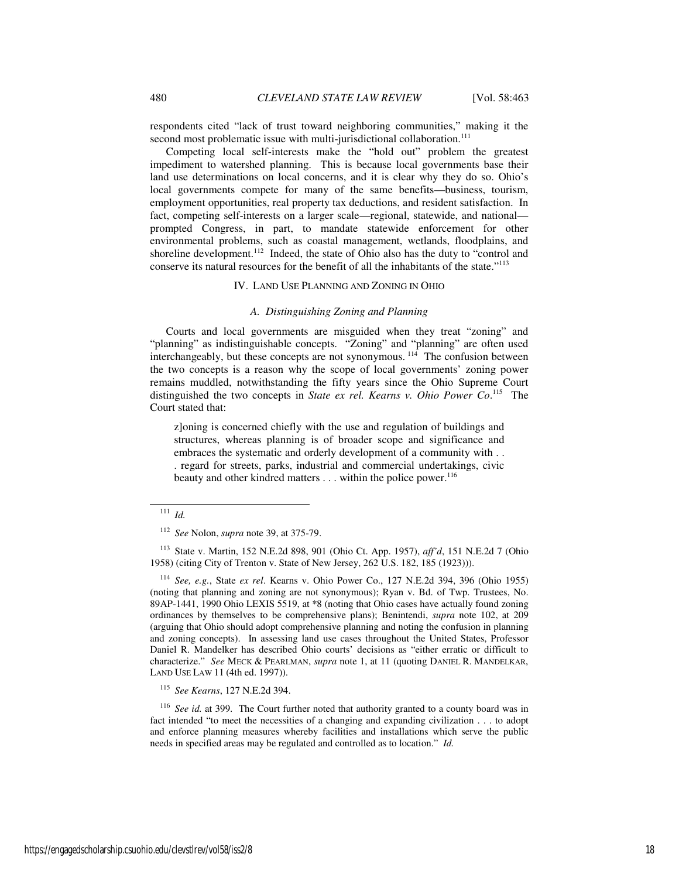respondents cited "lack of trust toward neighboring communities," making it the second most problematic issue with multi-jurisdictional collaboration.[111]

Competing local self-interests make the "hold out" problem the greatest impediment to watershed planning. This is because local governments base their land use determinations on local concerns, and it is clear why they do so. Ohio's local governments compete for many of the same benefits—business, tourism, employment opportunities, real property tax deductions, and resident satisfaction. In fact, competing self-interests on a larger scale—regional, statewide, and national—prompted Congress, in part, to mandate statewide enforcement for other environmental problems, such as coastal management, wetlands, floodplains, and shoreline development.[112] Indeed, the state of Ohio also has the duty to "control and conserve its natural resources for the benefit of all the inhabitants of the state."[113]

## IV. LAND USE PLANNING AND ZONING IN OHIO

### *A. Distinguishing Zoning and Planning*

Courts and local governments are misguided when they treat "zoning" and "planning" as indistinguishable concepts. "Zoning" and "planning" are often used interchangeably, but these concepts are not synonymous.[114] The confusion between the two concepts is a reason why the scope of local governments' zoning power remains muddled, notwithstanding the fifty years since the Ohio Supreme Court distinguished the two concepts in *State ex rel. Kearns v. Ohio Power Co*.[115] The Court stated that:

> z]oning is concerned chiefly with the use and regulation of buildings and structures, whereas planning is of broader scope and significance and embraces the systematic and orderly development of a community with . . . regard for streets, parks, industrial and commercial undertakings, civic beauty and other kindred matters . . . within the police power.[116]

---

[111] *Id.*

[112] *See* Nolon, *supra* note 39, at 375-79.

[113] State v. Martin, 152 N.E.2d 898, 901 (Ohio Ct. App. 1957), *aff'd*, 151 N.E.2d 7 (Ohio 1958) (citing City of Trenton v. State of New Jersey, 262 U.S. 182, 185 (1923))).

[114] *See, e.g.*, State *ex rel*. Kearns v. Ohio Power Co., 127 N.E.2d 394, 396 (Ohio 1955) (noting that planning and zoning are not synonymous); Ryan v. Bd. of Twp. Trustees, No. 89AP-1441, 1990 Ohio LEXIS 5519, at *8 (noting that Ohio cases have actually found zoning ordinances by themselves to be comprehensive plans); Benintendi, *supra* note 102, at 209 (arguing that Ohio should adopt comprehensive planning and noting the confusion in planning and zoning concepts). In assessing land use cases throughout the United States, Professor Daniel R. Mandelker has described Ohio courts' decisions as "either erratic or difficult to characterize." *See* MECK & PEARLMAN, *supra* note 1, at 11 (quoting DANIEL R. MANDELKAR, LAND USE LAW 11 (4th ed. 1997)).

[115] *See Kearns*, 127 N.E.2d 394.

[116] *See id.* at 399. The Court further noted that authority granted to a county board was in fact intended "to meet the necessities of a changing and expanding civilization . . . to adopt and enforce planning measures whereby facilities and installations which serve the public needs in specified areas may be regulated and controlled as to location." *Id.*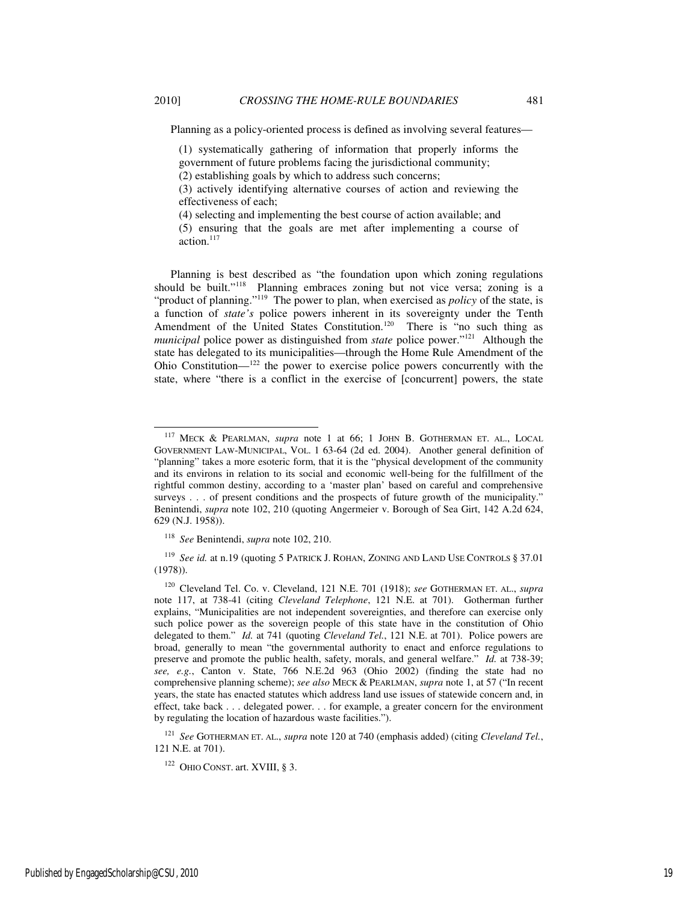Planning as a policy-oriented process is defined as involving several features—

> (1) systematically gathering of information that properly informs the government of future problems facing the jurisdictional community;
> (2) establishing goals by which to address such concerns;
> (3) actively identifying alternative courses of action and reviewing the effectiveness of each;
> (4) selecting and implementing the best course of action available; and
> (5) ensuring that the goals are met after implementing a course of action.[117]

Planning is best described as "the foundation upon which zoning regulations should be built."[118] Planning embraces zoning but not vice versa; zoning is a "product of planning."[119] The power to plan, when exercised as *policy* of the state, is a function of *state's* police powers inherent in its sovereignty under the Tenth Amendment of the United States Constitution.[120] There is "no such thing as *municipal* police power as distinguished from *state* police power."[121] Although the state has delegated to its municipalities—through the Home Rule Amendment of the Ohio Constitution—[122] the power to exercise police powers concurrently with the state, where "there is a conflict in the exercise of [concurrent] powers, the state

---

[117] MECK & PEARLMAN, *supra* note 1 at 66; 1 JOHN B. GOTHERMAN ET. AL., LOCAL GOVERNMENT LAW-MUNICIPAL, VOL. 1 63-64 (2d ed. 2004). Another general definition of "planning" takes a more esoteric form, that it is the "physical development of the community and its environs in relation to its social and economic well-being for the fulfillment of the rightful common destiny, according to a 'master plan' based on careful and comprehensive surveys . . . of present conditions and the prospects of future growth of the municipality." Benintendi, *supra* note 102, 210 (quoting Angermeier v. Borough of Sea Girt, 142 A.2d 624, 629 (N.J. 1958)).

[118] *See* Benintendi, *supra* note 102, 210.

[119] *See id.* at n.19 (quoting 5 PATRICK J. ROHAN, ZONING AND LAND USE CONTROLS § 37.01 (1978)).

[120] Cleveland Tel. Co. v. Cleveland, 121 N.E. 701 (1918); *see* GOTHERMAN ET. AL., *supra* note 117, at 738-41 (citing *Cleveland Telephone*, 121 N.E. at 701). Gotherman further explains, "Municipalities are not independent sovereignties, and therefore can exercise only such police power as the sovereign people of this state have in the constitution of Ohio delegated to them." *Id.* at 741 (quoting *Cleveland Tel.*, 121 N.E. at 701). Police powers are broad, generally to mean "the governmental authority to enact and enforce regulations to preserve and promote the public health, safety, morals, and general welfare." *Id.* at 738-39; *see, e.g.*, Canton v. State, 766 N.E.2d 963 (Ohio 2002) (finding the state had no comprehensive planning scheme); *see also* MECK & PEARLMAN, *supra* note 1, at 57 ("In recent years, the state has enacted statutes which address land use issues of statewide concern and, in effect, take back . . . delegated power. . . for example, a greater concern for the environment by regulating the location of hazardous waste facilities.").

[121] *See* GOTHERMAN ET. AL., *supra* note 120 at 740 (emphasis added) (citing *Cleveland Tel.*, 121 N.E. at 701).

[122] OHIO CONST. art. XVIII, § 3.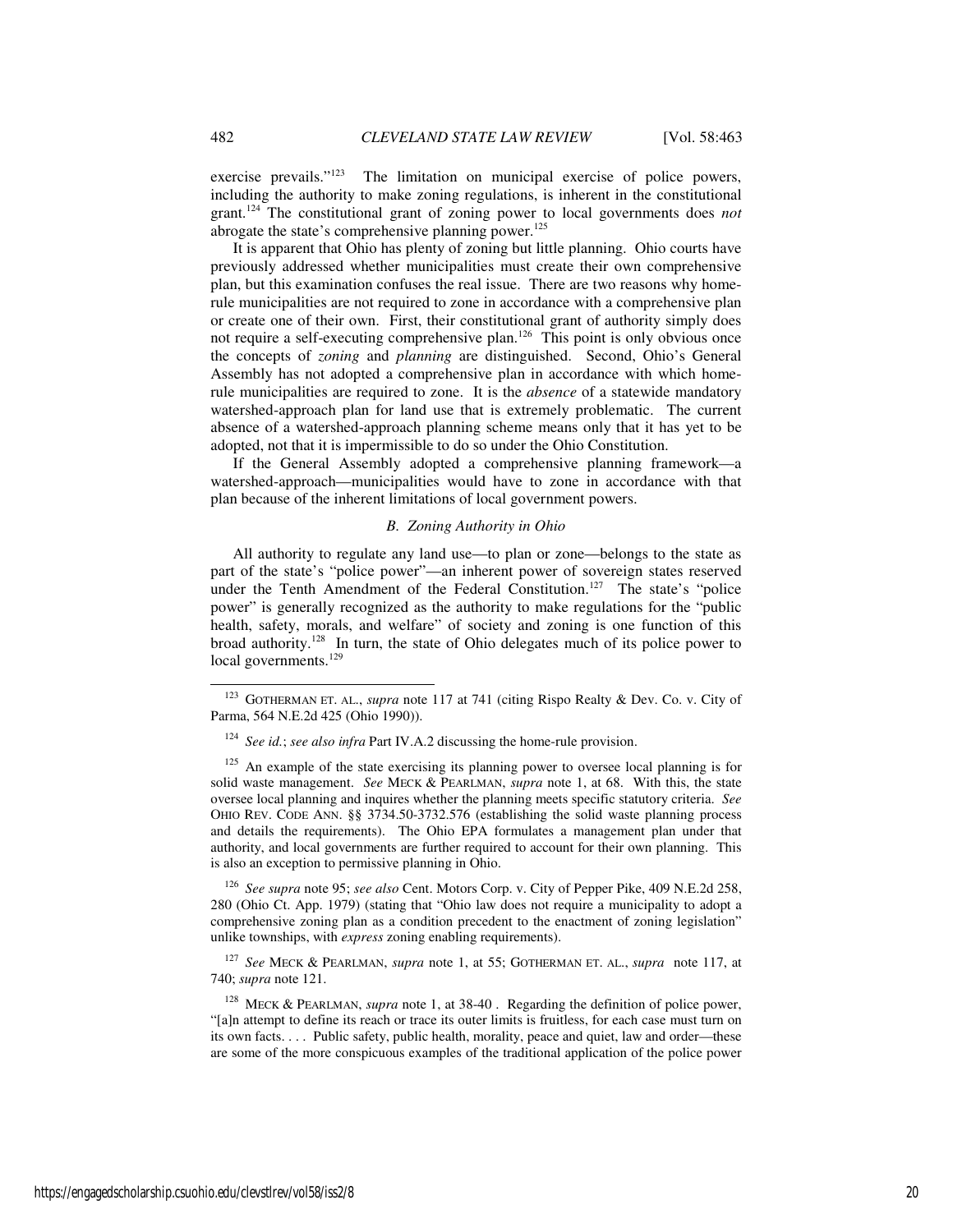exercise prevails."[123] The limitation on municipal exercise of police powers, including the authority to make zoning regulations, is inherent in the constitutional grant.[124] The constitutional grant of zoning power to local governments does *not* abrogate the state's comprehensive planning power.[125]

It is apparent that Ohio has plenty of zoning but little planning. Ohio courts have previously addressed whether municipalities must create their own comprehensive plan, but this examination confuses the real issue. There are two reasons why home-rule municipalities are not required to zone in accordance with a comprehensive plan or create one of their own. First, their constitutional grant of authority simply does not require a self-executing comprehensive plan.[126] This point is only obvious once the concepts of *zoning* and *planning* are distinguished. Second, Ohio's General Assembly has not adopted a comprehensive plan in accordance with which home-rule municipalities are required to zone. It is the *absence* of a statewide mandatory watershed-approach plan for land use that is extremely problematic. The current absence of a watershed-approach planning scheme means only that it has yet to be adopted, not that it is impermissible to do so under the Ohio Constitution.

If the General Assembly adopted a comprehensive planning framework—a watershed-approach—municipalities would have to zone in accordance with that plan because of the inherent limitations of local government powers.

### *B. Zoning Authority in Ohio*

All authority to regulate any land use—to plan or zone—belongs to the state as part of the state's "police power"—an inherent power of sovereign states reserved under the Tenth Amendment of the Federal Constitution.[127] The state's "police power" is generally recognized as the authority to make regulations for the "public health, safety, morals, and welfare" of society and zoning is one function of this broad authority.[128] In turn, the state of Ohio delegates much of its police power to local governments.[129]

---

[123] GOTHERMAN ET. AL., *supra* note 117 at 741 (citing Rispo Realty & Dev. Co. v. City of Parma, 564 N.E.2d 425 (Ohio 1990)).

[124] *See id.*; *see also infra* Part IV.A.2 discussing the home-rule provision.

[125] An example of the state exercising its planning power to oversee local planning is for solid waste management. *See* MECK & PEARLMAN, *supra* note 1, at 68. With this, the state oversee local planning and inquires whether the planning meets specific statutory criteria. *See* OHIO REV. CODE ANN. §§ 3734.50-3732.576 (establishing the solid waste planning process and details the requirements). The Ohio EPA formulates a management plan under that authority, and local governments are further required to account for their own planning. This is also an exception to permissive planning in Ohio.

[126] *See supra* note 95; *see also* Cent. Motors Corp. v. City of Pepper Pike, 409 N.E.2d 258, 280 (Ohio Ct. App. 1979) (stating that "Ohio law does not require a municipality to adopt a comprehensive zoning plan as a condition precedent to the enactment of zoning legislation" unlike townships, with *express* zoning enabling requirements).

[127] *See* MECK & PEARLMAN, *supra* note 1, at 55; GOTHERMAN ET. AL., *supra* note 117, at 740; *supra* note 121.

[128] MECK & PEARLMAN, *supra* note 1, at 38-40 . Regarding the definition of police power, "[a]n attempt to define its reach or trace its outer limits is fruitless, for each case must turn on its own facts. . . . Public safety, public health, morality, peace and quiet, law and order—these are some of the more conspicuous examples of the traditional application of the police power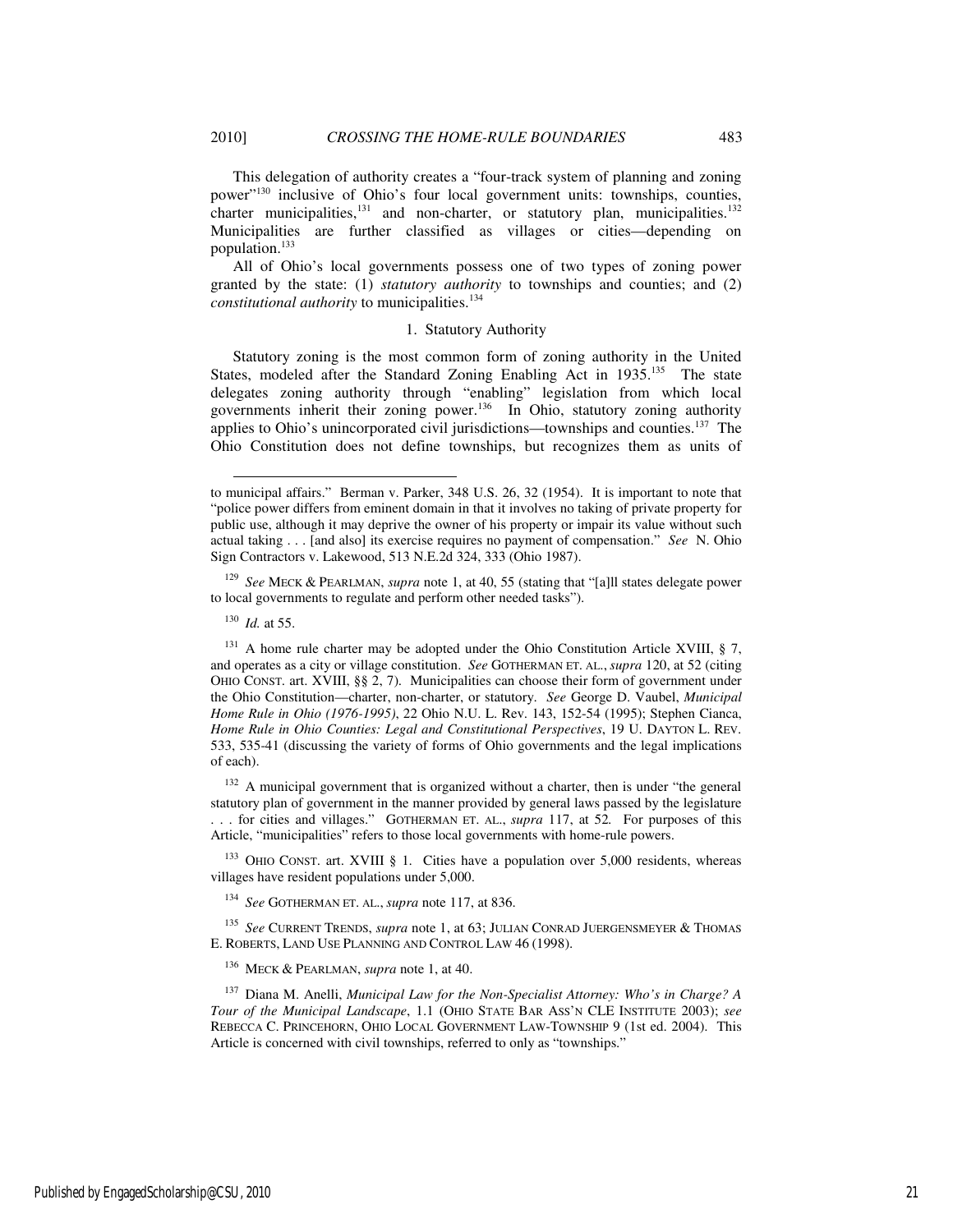This delegation of authority creates a "four-track system of planning and zoning power"[130] inclusive of Ohio's four local government units: townships, counties, charter municipalities,[131] and non-charter, or statutory plan, municipalities.[132] Municipalities are further classified as villages or cities—depending on population.[133]

All of Ohio's local governments possess one of two types of zoning power granted by the state: (1) *statutory authority* to townships and counties; and (2) *constitutional authority* to municipalities.[134]

### 1. Statutory Authority

Statutory zoning is the most common form of zoning authority in the United States, modeled after the Standard Zoning Enabling Act in 1935.[135] The state delegates zoning authority through "enabling" legislation from which local governments inherit their zoning power.[136] In Ohio, statutory zoning authority applies to Ohio's unincorporated civil jurisdictions—townships and counties.[137] The Ohio Constitution does not define townships, but recognizes them as units of

---

to municipal affairs." Berman v. Parker, 348 U.S. 26, 32 (1954). It is important to note that "police power differs from eminent domain in that it involves no taking of private property for public use, although it may deprive the owner of his property or impair its value without such actual taking . . . [and also] its exercise requires no payment of compensation." *See* N. Ohio Sign Contractors v. Lakewood, 513 N.E.2d 324, 333 (Ohio 1987).

[129] *See* MECK & PEARLMAN, *supra* note 1, at 40, 55 (stating that "[a]ll states delegate power to local governments to regulate and perform other needed tasks").

[130] *Id.* at 55.

[131] A home rule charter may be adopted under the Ohio Constitution Article XVIII, § 7, and operates as a city or village constitution. *See* GOTHERMAN ET. AL., *supra* 120, at 52 (citing OHIO CONST. art. XVIII, §§ 2, 7). Municipalities can choose their form of government under the Ohio Constitution—charter, non-charter, or statutory. *See* George D. Vaubel, *Municipal Home Rule in Ohio (1976-1995)*, 22 Ohio N.U. L. Rev. 143, 152-54 (1995); Stephen Cianca, *Home Rule in Ohio Counties: Legal and Constitutional Perspectives*, 19 U. DAYTON L. REV. 533, 535-41 (discussing the variety of forms of Ohio governments and the legal implications of each).

[132] A municipal government that is organized without a charter, then is under "the general statutory plan of government in the manner provided by general laws passed by the legislature . . . for cities and villages." GOTHERMAN ET. AL., *supra* 117, at 52. For purposes of this Article, "municipalities" refers to those local governments with home-rule powers.

[133] OHIO CONST. art. XVIII § 1. Cities have a population over 5,000 residents, whereas villages have resident populations under 5,000.

[134] *See* GOTHERMAN ET. AL., *supra* note 117, at 836.

[135] *See* CURRENT TRENDS, *supra* note 1, at 63; JULIAN CONRAD JUERGENSMEYER & THOMAS E. ROBERTS, LAND USE PLANNING AND CONTROL LAW 46 (1998).

[136] MECK & PEARLMAN, *supra* note 1, at 40.

[137] Diana M. Anelli, *Municipal Law for the Non-Specialist Attorney: Who's in Charge? A Tour of the Municipal Landscape*, 1.1 (OHIO STATE BAR ASS'N CLE INSTITUTE 2003); *see* REBECCA C. PRINCEHORN, OHIO LOCAL GOVERNMENT LAW-TOWNSHIP 9 (1st ed. 2004). This Article is concerned with civil townships, referred to only as "townships."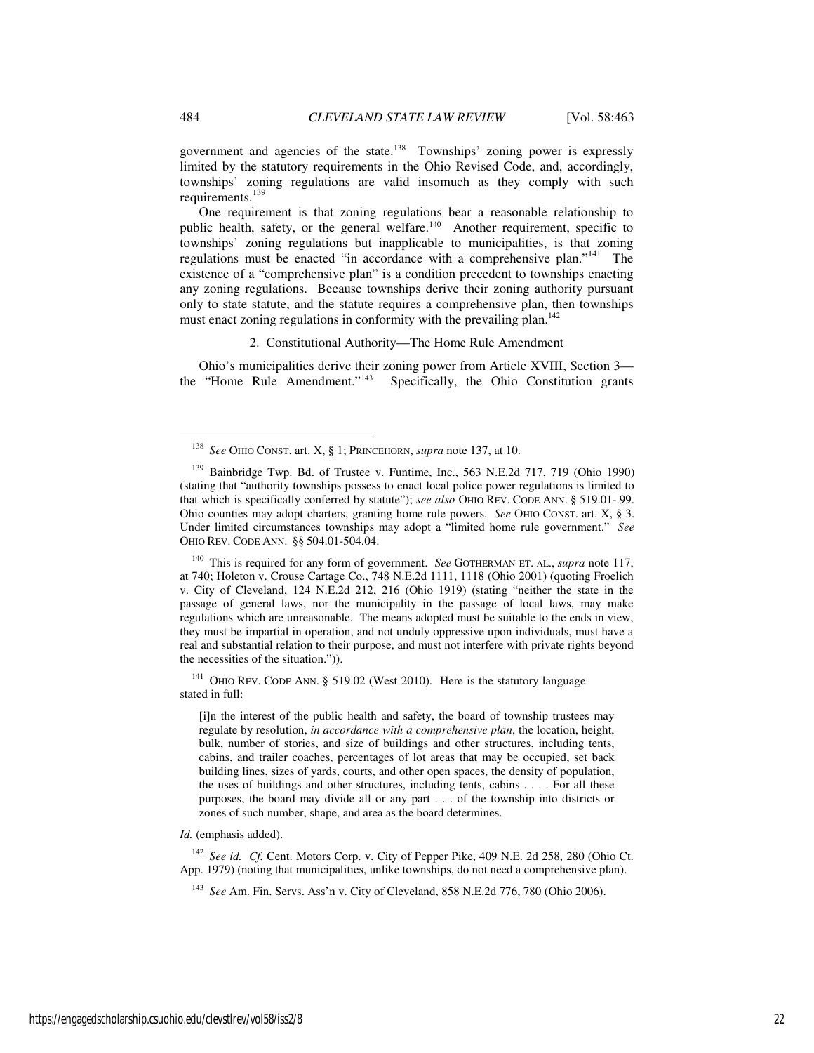government and agencies of the state.[138] Townships' zoning power is expressly limited by the statutory requirements in the Ohio Revised Code, and, accordingly, townships' zoning regulations are valid insomuch as they comply with such requirements.[139]

One requirement is that zoning regulations bear a reasonable relationship to public health, safety, or the general welfare.[140] Another requirement, specific to townships' zoning regulations but inapplicable to municipalities, is that zoning regulations must be enacted "in accordance with a comprehensive plan."[141] The existence of a "comprehensive plan" is a condition precedent to townships enacting any zoning regulations. Because townships derive their zoning authority pursuant only to state statute, and the statute requires a comprehensive plan, then townships must enact zoning regulations in conformity with the prevailing plan.[142]

### 2. Constitutional Authority—The Home Rule Amendment

Ohio's municipalities derive their zoning power from Article XVIII, Section 3—the "Home Rule Amendment."[143] Specifically, the Ohio Constitution grants

---

[138] *See* OHIO CONST. art. X, § 1; PRINCEHORN, *supra* note 137, at 10.

[139] Bainbridge Twp. Bd. of Trustee v. Funtime, Inc., 563 N.E.2d 717, 719 (Ohio 1990) (stating that "authority townships possess to enact local police power regulations is limited to that which is specifically conferred by statute"); *see also* OHIO REV. CODE ANN. § 519.01-.99. Ohio counties may adopt charters, granting home rule powers. *See* OHIO CONST. art. X, § 3. Under limited circumstances townships may adopt a "limited home rule government." *See* OHIO REV. CODE ANN. §§ 504.01-504.04.

[140] This is required for any form of government. *See* GOTHERMAN ET. AL., *supra* note 117, at 740; Holeton v. Crouse Cartage Co., 748 N.E.2d 1111, 1118 (Ohio 2001) (quoting Froelich v. City of Cleveland, 124 N.E.2d 212, 216 (Ohio 1919) (stating "neither the state in the passage of general laws, nor the municipality in the passage of local laws, may make regulations which are unreasonable. The means adopted must be suitable to the ends in view, they must be impartial in operation, and not unduly oppressive upon individuals, must have a real and substantial relation to their purpose, and must not interfere with private rights beyond the necessities of the situation.")).

[141] OHIO REV. CODE ANN. § 519.02 (West 2010). Here is the statutory language stated in full:

> [i]n the interest of the public health and safety, the board of township trustees may regulate by resolution, *in accordance with a comprehensive plan*, the location, height, bulk, number of stories, and size of buildings and other structures, including tents, cabins, and trailer coaches, percentages of lot areas that may be occupied, set back building lines, sizes of yards, courts, and other open spaces, the density of population, the uses of buildings and other structures, including tents, cabins . . . . For all these purposes, the board may divide all or any part . . . of the township into districts or zones of such number, shape, and area as the board determines.

*Id.* (emphasis added).

[142] *See id. Cf.* Cent. Motors Corp. v. City of Pepper Pike, 409 N.E. 2d 258, 280 (Ohio Ct. App. 1979) (noting that municipalities, unlike townships, do not need a comprehensive plan).

[143] *See* Am. Fin. Servs. Ass'n v. City of Cleveland, 858 N.E.2d 776, 780 (Ohio 2006).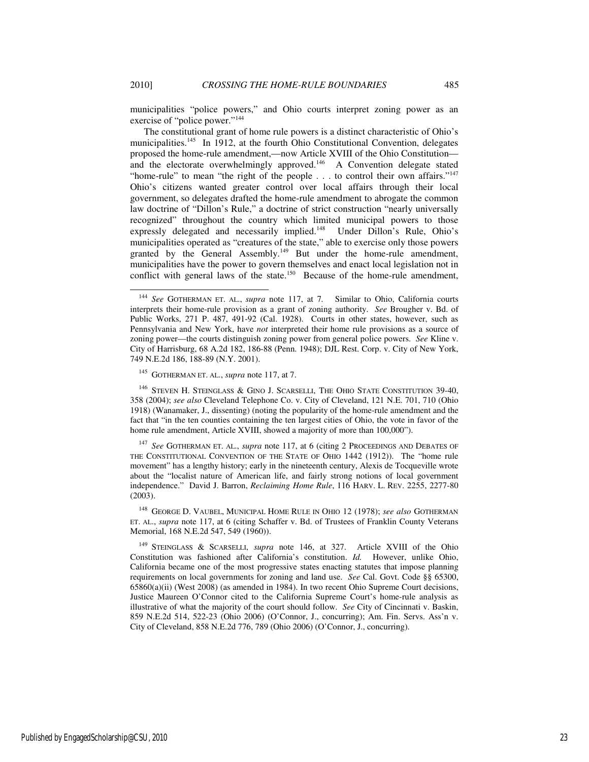municipalities "police powers," and Ohio courts interpret zoning power as an exercise of "police power."[144]

The constitutional grant of home rule powers is a distinct characteristic of Ohio's municipalities.[145] In 1912, at the fourth Ohio Constitutional Convention, delegates proposed the home-rule amendment,—now Article XVIII of the Ohio Constitution—and the electorate overwhelmingly approved.[146] A Convention delegate stated "home-rule" to mean "the right of the people . . . to control their own affairs."[147] Ohio's citizens wanted greater control over local affairs through their local government, so delegates drafted the home-rule amendment to abrogate the common law doctrine of "Dillon's Rule," a doctrine of strict construction "nearly universally recognized" throughout the country which limited municipal powers to those expressly delegated and necessarily implied.[148] Under Dillon's Rule, Ohio's municipalities operated as "creatures of the state," able to exercise only those powers granted by the General Assembly.[149] But under the home-rule amendment, municipalities have the power to govern themselves and enact local legislation not in conflict with general laws of the state.[150] Because of the home-rule amendment,

---

[144] *See* GOTHERMAN ET. AL., *supra* note 117, at 7. Similar to Ohio, California courts interprets their home-rule provision as a grant of zoning authority. *See* Brougher v. Bd. of Public Works, 271 P. 487, 491-92 (Cal. 1928). Courts in other states, however, such as Pennsylvania and New York, have *not* interpreted their home rule provisions as a source of zoning power—the courts distinguish zoning power from general police powers. *See* Kline v. City of Harrisburg, 68 A.2d 182, 186-88 (Penn. 1948); DJL Rest. Corp. v. City of New York, 749 N.E.2d 186, 188-89 (N.Y. 2001).

[145] GOTHERMAN ET. AL., *supra* note 117, at 7.

[146] STEVEN H. STEINGLASS & GINO J. SCARSELLI, THE OHIO STATE CONSTITUTION 39-40, 358 (2004); *see also* Cleveland Telephone Co. v. City of Cleveland, 121 N.E. 701, 710 (Ohio 1918) (Wanamaker, J., dissenting) (noting the popularity of the home-rule amendment and the fact that "in the ten counties containing the ten largest cities of Ohio, the vote in favor of the home rule amendment, Article XVIII, showed a majority of more than 100,000").

[147] *See* GOTHERMAN ET. AL., *supra* note 117, at 6 (citing 2 PROCEEDINGS AND DEBATES OF THE CONSTITUTIONAL CONVENTION OF THE STATE OF OHIO 1442 (1912)). The "home rule movement" has a lengthy history; early in the nineteenth century, Alexis de Tocqueville wrote about the "localist nature of American life, and fairly strong notions of local government independence." David J. Barron, *Reclaiming Home Rule*, 116 HARV. L. REV. 2255, 2277-80 (2003).

[148] GEORGE D. VAUBEL, MUNICIPAL HOME RULE IN OHIO 12 (1978); *see also* GOTHERMAN ET. AL., *supra* note 117, at 6 (citing Schaffer v. Bd. of Trustees of Franklin County Veterans Memorial, 168 N.E.2d 547, 549 (1960)).

[149] STEINGLASS & SCARSELLI, *supra* note 146, at 327. Article XVIII of the Ohio Constitution was fashioned after California's constitution. *Id.* However, unlike Ohio, California became one of the most progressive states enacting statutes that impose planning requirements on local governments for zoning and land use. *See* Cal. Govt. Code §§ 65300, 65860(a)(ii) (West 2008) (as amended in 1984). In two recent Ohio Supreme Court decisions, Justice Maureen O'Connor cited to the California Supreme Court's home-rule analysis as illustrative of what the majority of the court should follow. *See* City of Cincinnati v. Baskin, 859 N.E.2d 514, 522-23 (Ohio 2006) (O'Connor, J., concurring); Am. Fin. Servs. Ass'n v. City of Cleveland, 858 N.E.2d 776, 789 (Ohio 2006) (O'Connor, J., concurring).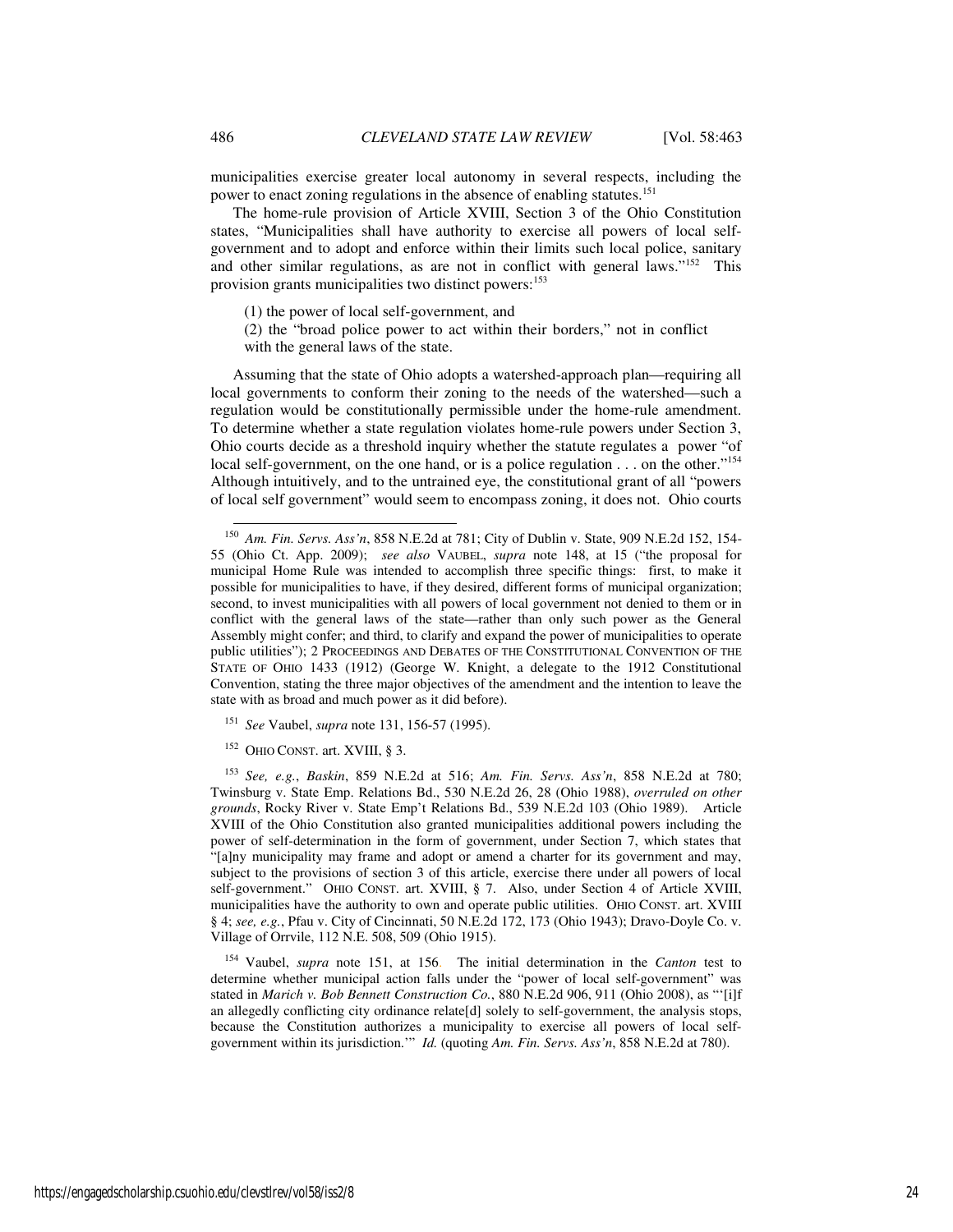municipalities exercise greater local autonomy in several respects, including the power to enact zoning regulations in the absence of enabling statutes.[151]

The home-rule provision of Article XVIII, Section 3 of the Ohio Constitution states, "Municipalities shall have authority to exercise all powers of local self-government and to adopt and enforce within their limits such local police, sanitary and other similar regulations, as are not in conflict with general laws."[152] This provision grants municipalities two distinct powers:[153]

> (1) the power of local self-government, and
> (2) the "broad police power to act within their borders," not in conflict with the general laws of the state.

Assuming that the state of Ohio adopts a watershed-approach plan—requiring all local governments to conform their zoning to the needs of the watershed—such a regulation would be constitutionally permissible under the home-rule amendment. To determine whether a state regulation violates home-rule powers under Section 3, Ohio courts decide as a threshold inquiry whether the statute regulates a power "of local self-government, on the one hand, or is a police regulation . . . on the other."[154] Although intuitively, and to the untrained eye, the constitutional grant of all "powers of local self government" would seem to encompass zoning, it does not. Ohio courts

---

[150] *Am. Fin. Servs. Ass'n*, 858 N.E.2d at 781; City of Dublin v. State, 909 N.E.2d 152, 154-55 (Ohio Ct. App. 2009); *see also* VAUBEL, *supra* note 148, at 15 ("the proposal for municipal Home Rule was intended to accomplish three specific things: first, to make it possible for municipalities to have, if they desired, different forms of municipal organization; second, to invest municipalities with all powers of local government not denied to them or in conflict with the general laws of the state—rather than only such power as the General Assembly might confer; and third, to clarify and expand the power of municipalities to operate public utilities"); 2 PROCEEDINGS AND DEBATES OF THE CONSTITUTIONAL CONVENTION OF THE STATE OF OHIO 1433 (1912) (George W. Knight, a delegate to the 1912 Constitutional Convention, stating the three major objectives of the amendment and the intention to leave the state with as broad and much power as it did before).

[151] *See* Vaubel, *supra* note 131, 156-57 (1995).

[152] OHIO CONST. art. XVIII, § 3.

[153] *See, e.g.*, *Baskin*, 859 N.E.2d at 516; *Am. Fin. Servs. Ass'n*, 858 N.E.2d at 780; Twinsburg v. State Emp. Relations Bd., 530 N.E.2d 26, 28 (Ohio 1988), *overruled on other grounds*, Rocky River v. State Emp't Relations Bd., 539 N.E.2d 103 (Ohio 1989). Article XVIII of the Ohio Constitution also granted municipalities additional powers including the power of self-determination in the form of government, under Section 7, which states that "[a]ny municipality may frame and adopt or amend a charter for its government and may, subject to the provisions of section 3 of this article, exercise there under all powers of local self-government." OHIO CONST. art. XVIII, § 7. Also, under Section 4 of Article XVIII, municipalities have the authority to own and operate public utilities. OHIO CONST. art. XVIII § 4; *see, e.g.*, Pfau v. City of Cincinnati, 50 N.E.2d 172, 173 (Ohio 1943); Dravo-Doyle Co. v. Village of Orrvile, 112 N.E. 508, 509 (Ohio 1915).

[154] Vaubel, *supra* note 151, at 156. The initial determination in the *Canton* test to determine whether municipal action falls under the "power of local self-government" was stated in *Marich v. Bob Bennett Construction Co.*, 880 N.E.2d 906, 911 (Ohio 2008), as "'[i]f an allegedly conflicting city ordinance relate[d] solely to self-government, the analysis stops, because the Constitution authorizes a municipality to exercise all powers of local self-government within its jurisdiction.'" *Id.* (quoting *Am. Fin. Servs. Ass'n*, 858 N.E.2d at 780).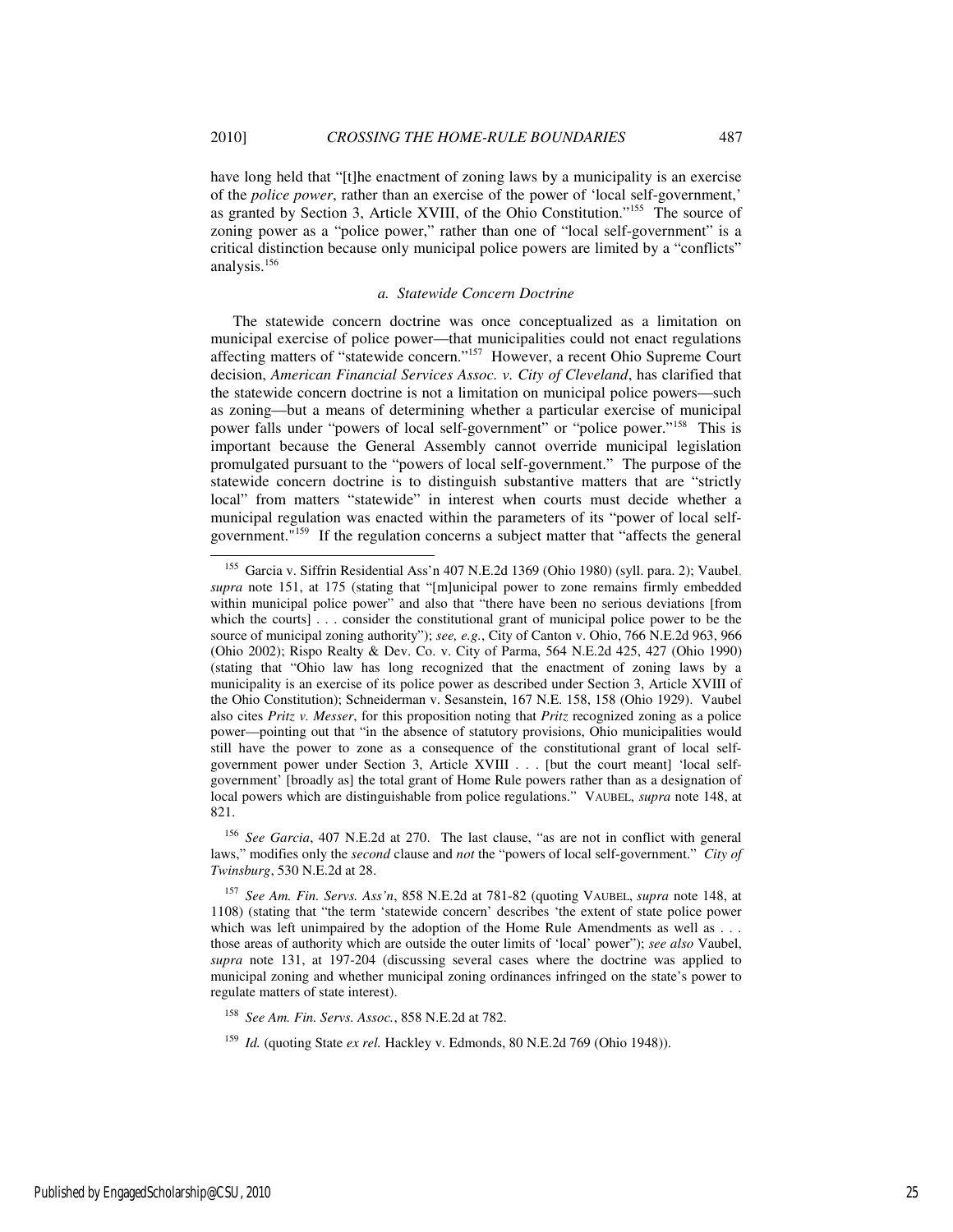have long held that "[t]he enactment of zoning laws by a municipality is an exercise of the *police power*, rather than an exercise of the power of 'local self-government,' as granted by Section 3, Article XVIII, of the Ohio Constitution."[155] The source of zoning power as a "police power," rather than one of "local self-government" is a critical distinction because only municipal police powers are limited by a "conflicts" analysis.[156]

#### *a. Statewide Concern Doctrine*

The statewide concern doctrine was once conceptualized as a limitation on municipal exercise of police power—that municipalities could not enact regulations affecting matters of "statewide concern."[157] However, a recent Ohio Supreme Court decision, *American Financial Services Assoc. v. City of Cleveland*, has clarified that the statewide concern doctrine is not a limitation on municipal police powers—such as zoning—but a means of determining whether a particular exercise of municipal power falls under "powers of local self-government" or "police power."[158] This is important because the General Assembly cannot override municipal legislation promulgated pursuant to the "powers of local self-government." The purpose of the statewide concern doctrine is to distinguish substantive matters that are "strictly local" from matters "statewide" in interest when courts must decide whether a municipal regulation was enacted within the parameters of its "power of local self-government."[159] If the regulation concerns a subject matter that "affects the general

---

[155] Garcia v. Siffrin Residential Ass'n 407 N.E.2d 1369 (Ohio 1980) (syll. para. 2); Vaubel, *supra* note 151, at 175 (stating that "[m]unicipal power to zone remains firmly embedded within municipal police power" and also that "there have been no serious deviations [from which the courts] . . . consider the constitutional grant of municipal police power to be the source of municipal zoning authority"); *see, e.g.*, City of Canton v. Ohio, 766 N.E.2d 963, 966 (Ohio 2002); Rispo Realty & Dev. Co. v. City of Parma, 564 N.E.2d 425, 427 (Ohio 1990) (stating that "Ohio law has long recognized that the enactment of zoning laws by a municipality is an exercise of its police power as described under Section 3, Article XVIII of the Ohio Constitution); Schneiderman v. Sesanstein, 167 N.E. 158, 158 (Ohio 1929). Vaubel also cites *Pritz v. Messer*, for this proposition noting that *Pritz* recognized zoning as a police power—pointing out that "in the absence of statutory provisions, Ohio municipalities would still have the power to zone as a consequence of the constitutional grant of local self-government power under Section 3, Article XVIII . . . [but the court meant] 'local self-government' [broadly as] the total grant of Home Rule powers rather than as a designation of local powers which are distinguishable from police regulations." VAUBEL, *supra* note 148, at 821.

[156] *See Garcia*, 407 N.E.2d at 270. The last clause, "as are not in conflict with general laws," modifies only the *second* clause and *not* the "powers of local self-government." *City of Twinsburg*, 530 N.E.2d at 28.

[157] *See Am. Fin. Servs. Ass'n*, 858 N.E.2d at 781-82 (quoting VAUBEL, *supra* note 148, at 1108) (stating that "the term 'statewide concern' describes 'the extent of state police power which was left unimpaired by the adoption of the Home Rule Amendments as well as . . . those areas of authority which are outside the outer limits of 'local' power"); *see also* Vaubel, *supra* note 131, at 197-204 (discussing several cases where the doctrine was applied to municipal zoning and whether municipal zoning ordinances infringed on the state's power to regulate matters of state interest).

[158] *See Am. Fin. Servs. Assoc.*, 858 N.E.2d at 782.

[159] *Id.* (quoting State *ex rel.* Hackley v. Edmonds, 80 N.E.2d 769 (Ohio 1948)).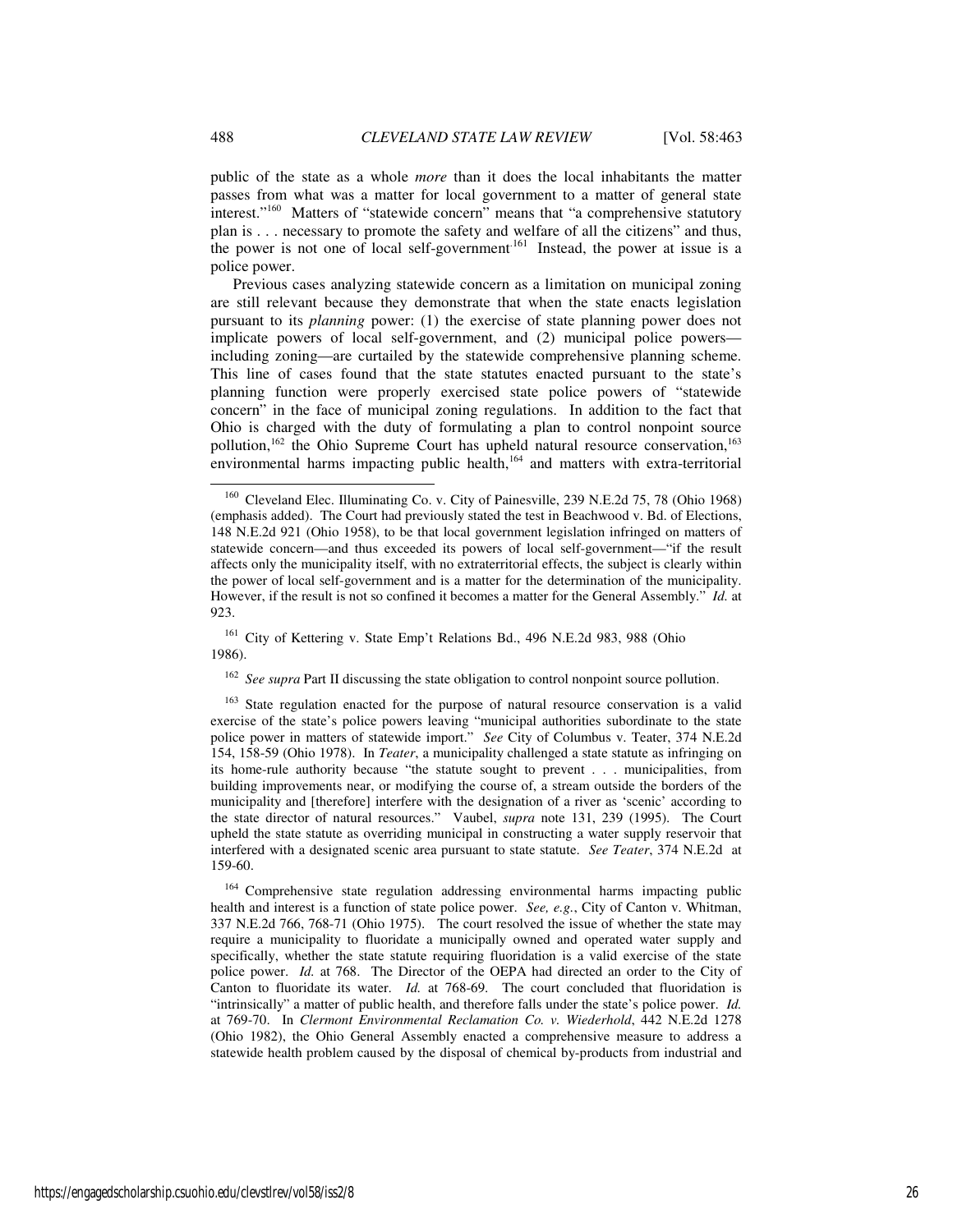public of the state as a whole *more* than it does the local inhabitants the matter passes from what was a matter for local government to a matter of general state interest."[160] Matters of "statewide concern" means that "a comprehensive statutory plan is . . . necessary to promote the safety and welfare of all the citizens" and thus, the power is not one of local self-government.[161] Instead, the power at issue is a police power.

Previous cases analyzing statewide concern as a limitation on municipal zoning are still relevant because they demonstrate that when the state enacts legislation pursuant to its *planning* power: (1) the exercise of state planning power does not implicate powers of local self-government, and (2) municipal police powers—including zoning—are curtailed by the statewide comprehensive planning scheme. This line of cases found that the state statutes enacted pursuant to the state's planning function were properly exercised state police powers of "statewide concern" in the face of municipal zoning regulations. In addition to the fact that Ohio is charged with the duty of formulating a plan to control nonpoint source pollution,[162] the Ohio Supreme Court has upheld natural resource conservation,[163] environmental harms impacting public health,[164] and matters with extra-territorial

---

[160] Cleveland Elec. Illuminating Co. v. City of Painesville, 239 N.E.2d 75, 78 (Ohio 1968) (emphasis added). The Court had previously stated the test in Beachwood v. Bd. of Elections, 148 N.E.2d 921 (Ohio 1958), to be that local government legislation infringed on matters of statewide concern—and thus exceeded its powers of local self-government—"if the result affects only the municipality itself, with no extraterritorial effects, the subject is clearly within the power of local self-government and is a matter for the determination of the municipality. However, if the result is not so confined it becomes a matter for the General Assembly." *Id.* at 923.

[161] City of Kettering v. State Emp't Relations Bd., 496 N.E.2d 983, 988 (Ohio 1986).

[162] *See supra* Part II discussing the state obligation to control nonpoint source pollution.

[163] State regulation enacted for the purpose of natural resource conservation is a valid exercise of the state's police powers leaving "municipal authorities subordinate to the state police power in matters of statewide import." *See* City of Columbus v. Teater, 374 N.E.2d 154, 158-59 (Ohio 1978). In *Teater*, a municipality challenged a state statute as infringing on its home-rule authority because "the statute sought to prevent . . . municipalities, from building improvements near, or modifying the course of, a stream outside the borders of the municipality and [therefore] interfere with the designation of a river as 'scenic' according to the state director of natural resources." Vaubel, *supra* note 131, 239 (1995). The Court upheld the state statute as overriding municipal in constructing a water supply reservoir that interfered with a designated scenic area pursuant to state statute. *See Teater*, 374 N.E.2d at 159-60.

[164] Comprehensive state regulation addressing environmental harms impacting public health and interest is a function of state police power. *See, e.g.*, City of Canton v. Whitman, 337 N.E.2d 766, 768-71 (Ohio 1975). The court resolved the issue of whether the state may require a municipality to fluoridate a municipally owned and operated water supply and specifically, whether the state statute requiring fluoridation is a valid exercise of the state police power. *Id.* at 768. The Director of the OEPA had directed an order to the City of Canton to fluoridate its water. *Id.* at 768-69. The court concluded that fluoridation is "intrinsically" a matter of public health, and therefore falls under the state's police power. *Id.* at 769-70. In *Clermont Environmental Reclamation Co. v. Wiederhold*, 442 N.E.2d 1278 (Ohio 1982), the Ohio General Assembly enacted a comprehensive measure to address a statewide health problem caused by the disposal of chemical by-products from industrial and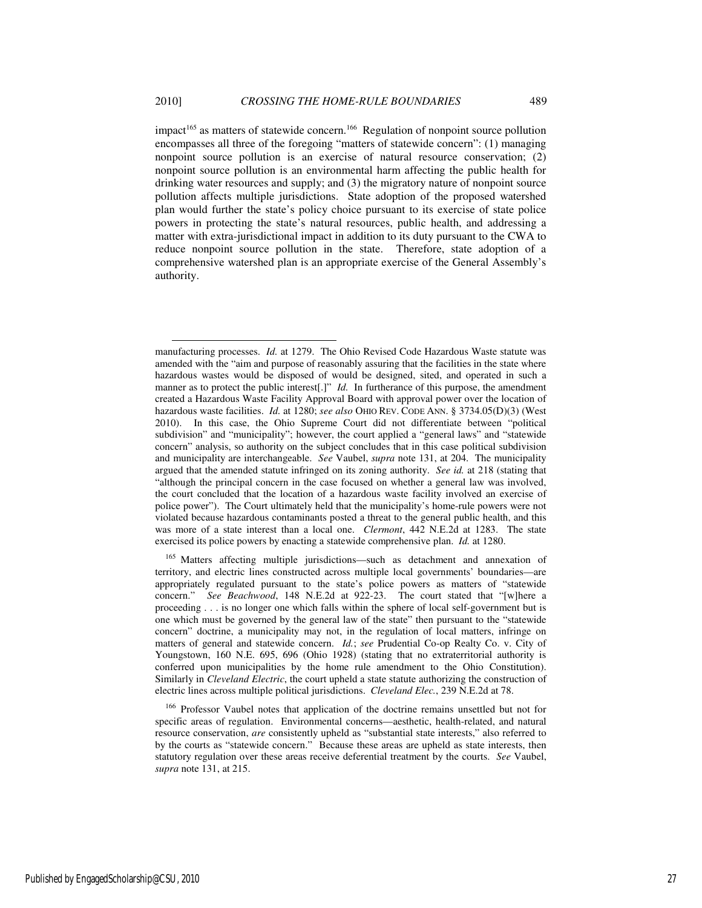impact[165] as matters of statewide concern.[166] Regulation of nonpoint source pollution encompasses all three of the foregoing "matters of statewide concern": (1) managing nonpoint source pollution is an exercise of natural resource conservation; (2) nonpoint source pollution is an environmental harm affecting the public health for drinking water resources and supply; and (3) the migratory nature of nonpoint source pollution affects multiple jurisdictions. State adoption of the proposed watershed plan would further the state's policy choice pursuant to its exercise of state police powers in protecting the state's natural resources, public health, and addressing a matter with extra-jurisdictional impact in addition to its duty pursuant to the CWA to reduce nonpoint source pollution in the state. Therefore, state adoption of a comprehensive watershed plan is an appropriate exercise of the General Assembly's authority.

---

manufacturing processes. *Id.* at 1279. The Ohio Revised Code Hazardous Waste statute was amended with the "aim and purpose of reasonably assuring that the facilities in the state where hazardous wastes would be disposed of would be designed, sited, and operated in such a manner as to protect the public interest[.]" *Id.* In furtherance of this purpose, the amendment created a Hazardous Waste Facility Approval Board with approval power over the location of hazardous waste facilities. *Id.* at 1280; *see also* OHIO REV. CODE ANN. § 3734.05(D)(3) (West 2010). In this case, the Ohio Supreme Court did not differentiate between "political subdivision" and "municipality"; however, the court applied a "general laws" and "statewide concern" analysis, so authority on the subject concludes that in this case political subdivision and municipality are interchangeable. *See* Vaubel, *supra* note 131, at 204. The municipality argued that the amended statute infringed on its zoning authority. *See id.* at 218 (stating that "although the principal concern in the case focused on whether a general law was involved, the court concluded that the location of a hazardous waste facility involved an exercise of police power"). The Court ultimately held that the municipality's home-rule powers were not violated because hazardous contaminants posted a threat to the general public health, and this was more of a state interest than a local one. *Clermont*, 442 N.E.2d at 1283. The state exercised its police powers by enacting a statewide comprehensive plan. *Id.* at 1280.

[165] Matters affecting multiple jurisdictions—such as detachment and annexation of territory, and electric lines constructed across multiple local governments' boundaries—are appropriately regulated pursuant to the state's police powers as matters of "statewide concern." *See Beachwood*, 148 N.E.2d at 922-23. The court stated that "[w]here a proceeding . . . is no longer one which falls within the sphere of local self-government but is one which must be governed by the general law of the state" then pursuant to the "statewide concern" doctrine, a municipality may not, in the regulation of local matters, infringe on matters of general and statewide concern. *Id.*; *see* Prudential Co-op Realty Co. v. City of Youngstown, 160 N.E. 695, 696 (Ohio 1928) (stating that no extraterritorial authority is conferred upon municipalities by the home rule amendment to the Ohio Constitution). Similarly in *Cleveland Electric*, the court upheld a state statute authorizing the construction of electric lines across multiple political jurisdictions. *Cleveland Elec.*, 239 N.E.2d at 78.

[166] Professor Vaubel notes that application of the doctrine remains unsettled but not for specific areas of regulation. Environmental concerns—aesthetic, health-related, and natural resource conservation, *are* consistently upheld as "substantial state interests," also referred to by the courts as "statewide concern." Because these areas are upheld as state interests, then statutory regulation over these areas receive deferential treatment by the courts. *See* Vaubel, *supra* note 131, at 215.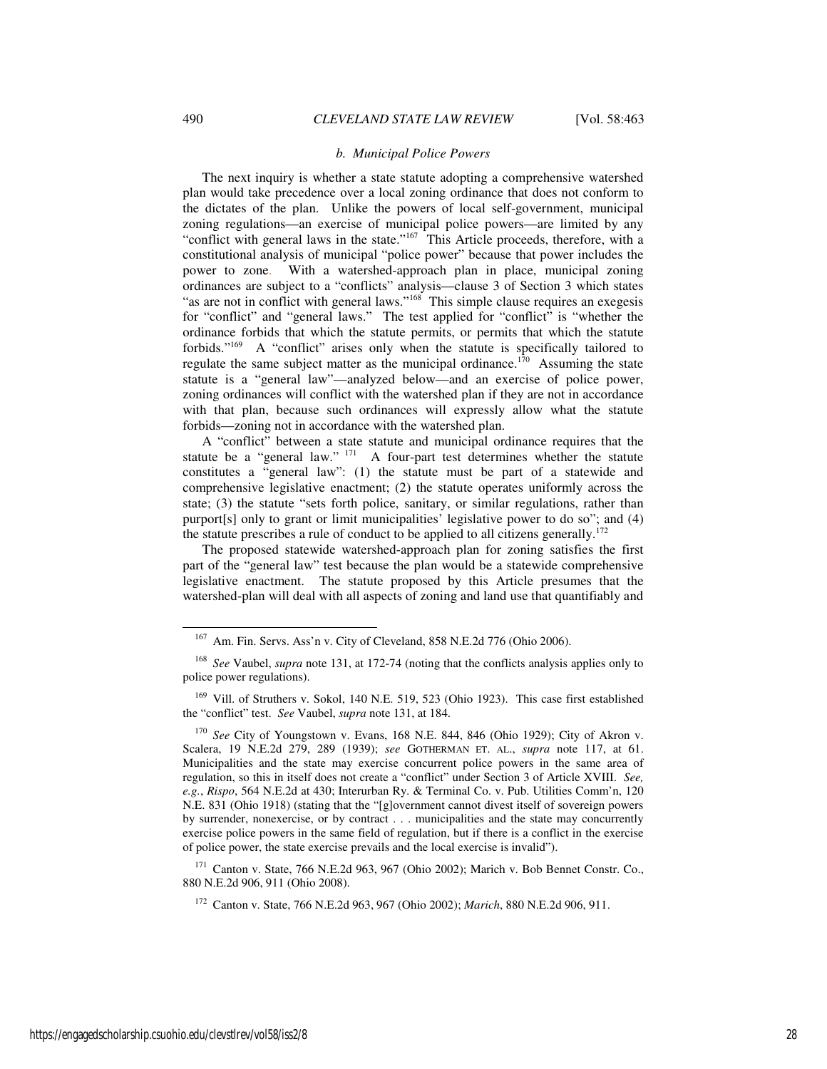### *b. Municipal Police Powers*

The next inquiry is whether a state statute adopting a comprehensive watershed plan would take precedence over a local zoning ordinance that does not conform to the dictates of the plan. Unlike the powers of local self-government, municipal zoning regulations—an exercise of municipal police powers—are limited by any "conflict with general laws in the state."[167] This Article proceeds, therefore, with a constitutional analysis of municipal "police power" because that power includes the power to zone. With a watershed-approach plan in place, municipal zoning ordinances are subject to a "conflicts" analysis—clause 3 of Section 3 which states "as are not in conflict with general laws."[168] This simple clause requires an exegesis for "conflict" and "general laws." The test applied for "conflict" is "whether the ordinance forbids that which the statute permits, or permits that which the statute forbids."[169] A "conflict" arises only when the statute is specifically tailored to regulate the same subject matter as the municipal ordinance.[170] Assuming the state statute is a "general law"—analyzed below—and an exercise of police power, zoning ordinances will conflict with the watershed plan if they are not in accordance with that plan, because such ordinances will expressly allow what the statute forbids—zoning not in accordance with the watershed plan.

A "conflict" between a state statute and municipal ordinance requires that the statute be a "general law." [171] A four-part test determines whether the statute constitutes a "general law": (1) the statute must be part of a statewide and comprehensive legislative enactment; (2) the statute operates uniformly across the state; (3) the statute "sets forth police, sanitary, or similar regulations, rather than purport[s] only to grant or limit municipalities' legislative power to do so"; and (4) the statute prescribes a rule of conduct to be applied to all citizens generally.[172]

The proposed statewide watershed-approach plan for zoning satisfies the first part of the "general law" test because the plan would be a statewide comprehensive legislative enactment. The statute proposed by this Article presumes that the watershed-plan will deal with all aspects of zoning and land use that quantifiably and

---

[167] Am. Fin. Servs. Ass'n v. City of Cleveland, 858 N.E.2d 776 (Ohio 2006).

[168] *See* Vaubel, *supra* note 131, at 172-74 (noting that the conflicts analysis applies only to police power regulations).

[169] Vill. of Struthers v. Sokol, 140 N.E. 519, 523 (Ohio 1923). This case first established the "conflict" test. *See* Vaubel, *supra* note 131, at 184.

[170] *See* City of Youngstown v. Evans, 168 N.E. 844, 846 (Ohio 1929); City of Akron v. Scalera, 19 N.E.2d 279, 289 (1939); *see* GOTHERMAN ET. AL., *supra* note 117, at 61. Municipalities and the state may exercise concurrent police powers in the same area of regulation, so this in itself does not create a "conflict" under Section 3 of Article XVIII. *See, e.g.*, *Rispo*, 564 N.E.2d at 430; Interurban Ry. & Terminal Co. v. Pub. Utilities Comm'n, 120 N.E. 831 (Ohio 1918) (stating that the "[g]overnment cannot divest itself of sovereign powers by surrender, nonexercise, or by contract . . . municipalities and the state may concurrently exercise police powers in the same field of regulation, but if there is a conflict in the exercise of police power, the state exercise prevails and the local exercise is invalid").

[171] Canton v. State, 766 N.E.2d 963, 967 (Ohio 2002); Marich v. Bob Bennet Constr. Co., 880 N.E.2d 906, 911 (Ohio 2008).

[172] Canton v. State, 766 N.E.2d 963, 967 (Ohio 2002); *Marich*, 880 N.E.2d 906, 911.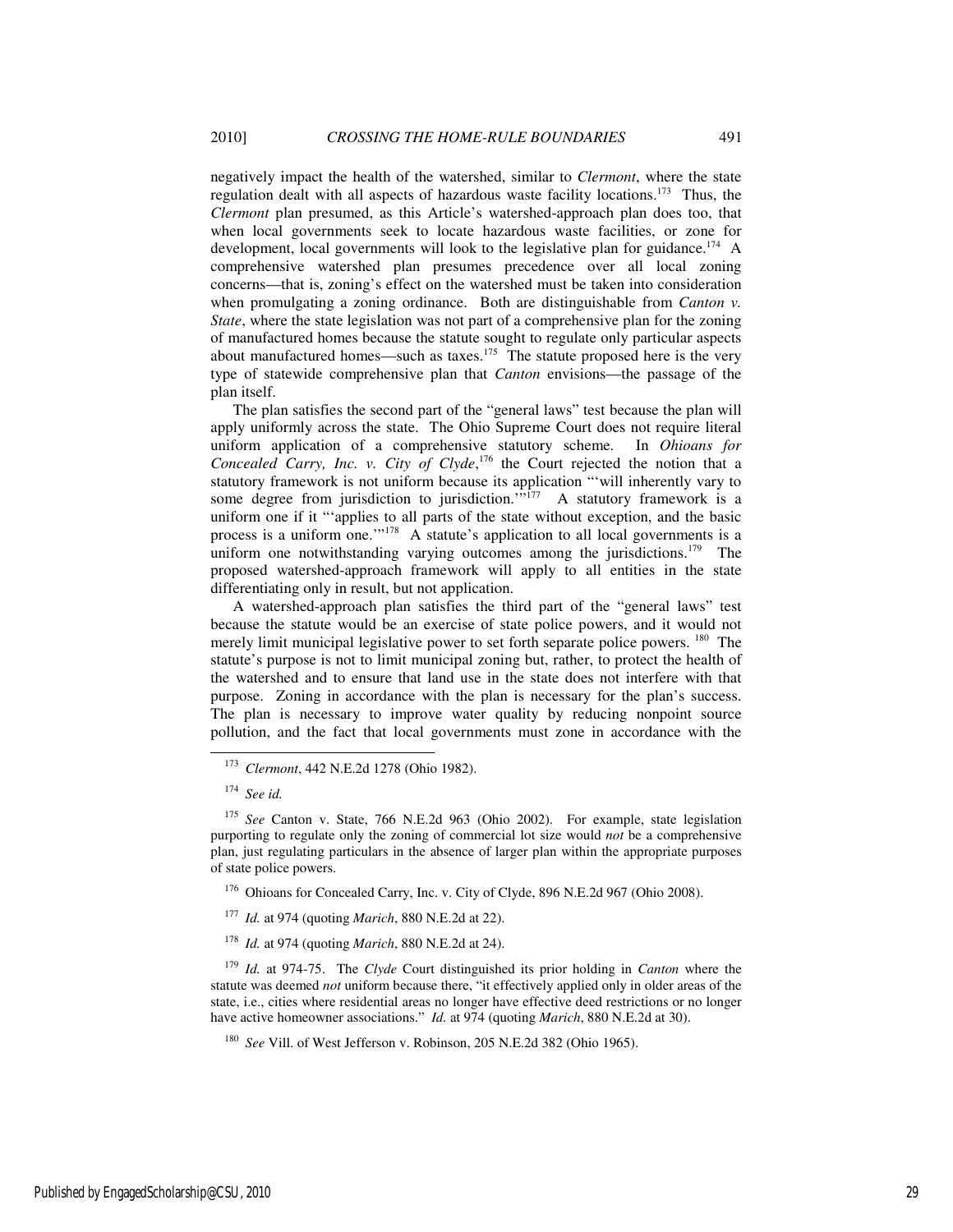negatively impact the health of the watershed, similar to *Clermont*, where the state regulation dealt with all aspects of hazardous waste facility locations.[173] Thus, the *Clermont* plan presumed, as this Article's watershed-approach plan does too, that when local governments seek to locate hazardous waste facilities, or zone for development, local governments will look to the legislative plan for guidance.[174] A comprehensive watershed plan presumes precedence over all local zoning concerns—that is, zoning's effect on the watershed must be taken into consideration when promulgating a zoning ordinance. Both are distinguishable from *Canton v. State*, where the state legislation was not part of a comprehensive plan for the zoning of manufactured homes because the statute sought to regulate only particular aspects about manufactured homes—such as taxes.[175] The statute proposed here is the very type of statewide comprehensive plan that *Canton* envisions—the passage of the plan itself.

The plan satisfies the second part of the "general laws" test because the plan will apply uniformly across the state. The Ohio Supreme Court does not require literal uniform application of a comprehensive statutory scheme. In *Ohioans for Concealed Carry, Inc. v. City of Clyde*,[176] the Court rejected the notion that a statutory framework is not uniform because its application "'will inherently vary to some degree from jurisdiction to jurisdiction.'"[177] A statutory framework is a uniform one if it "'applies to all parts of the state without exception, and the basic process is a uniform one.'"[178] A statute's application to all local governments is a uniform one notwithstanding varying outcomes among the jurisdictions.[179] The proposed watershed-approach framework will apply to all entities in the state differentiating only in result, but not application.

A watershed-approach plan satisfies the third part of the "general laws" test because the statute would be an exercise of state police powers, and it would not merely limit municipal legislative power to set forth separate police powers.[180] The statute's purpose is not to limit municipal zoning but, rather, to protect the health of the watershed and to ensure that land use in the state does not interfere with that purpose. Zoning in accordance with the plan is necessary for the plan's success. The plan is necessary to improve water quality by reducing nonpoint source pollution, and the fact that local governments must zone in accordance with the

---

[173] *Clermont*, 442 N.E.2d 1278 (Ohio 1982).

[174] *See id.*

[175] *See* Canton v. State, 766 N.E.2d 963 (Ohio 2002). For example, state legislation purporting to regulate only the zoning of commercial lot size would *not* be a comprehensive plan, just regulating particulars in the absence of larger plan within the appropriate purposes of state police powers.

[176] Ohioans for Concealed Carry, Inc. v. City of Clyde, 896 N.E.2d 967 (Ohio 2008).

[177] *Id.* at 974 (quoting *Marich*, 880 N.E.2d at 22).

[178] *Id.* at 974 (quoting *Marich*, 880 N.E.2d at 24).

[179] *Id.* at 974-75. The *Clyde* Court distinguished its prior holding in *Canton* where the statute was deemed *not* uniform because there, "it effectively applied only in older areas of the state, i.e., cities where residential areas no longer have effective deed restrictions or no longer have active homeowner associations." *Id.* at 974 (quoting *Marich*, 880 N.E.2d at 30).

[180] *See* Vill. of West Jefferson v. Robinson, 205 N.E.2d 382 (Ohio 1965).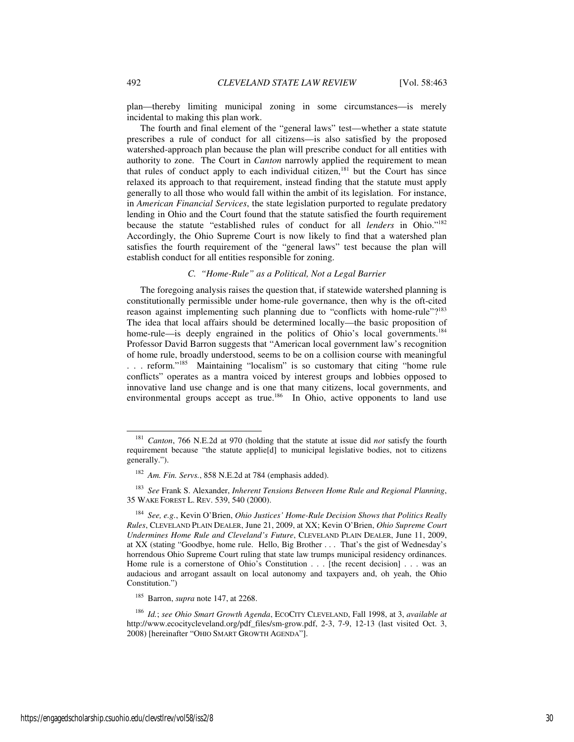plan—thereby limiting municipal zoning in some circumstances—is merely incidental to making this plan work.

The fourth and final element of the "general laws" test—whether a state statute prescribes a rule of conduct for all citizens—is also satisfied by the proposed watershed-approach plan because the plan will prescribe conduct for all entities with authority to zone. The Court in *Canton* narrowly applied the requirement to mean that rules of conduct apply to each individual citizen,[181] but the Court has since relaxed its approach to that requirement, instead finding that the statute must apply generally to all those who would fall within the ambit of its legislation. For instance, in *American Financial Services*, the state legislation purported to regulate predatory lending in Ohio and the Court found that the statute satisfied the fourth requirement because the statute "established rules of conduct for all *lenders* in Ohio."[182] Accordingly, the Ohio Supreme Court is now likely to find that a watershed plan satisfies the fourth requirement of the "general laws" test because the plan will establish conduct for all entities responsible for zoning.

### C. *"Home-Rule" as a Political, Not a Legal Barrier*

The foregoing analysis raises the question that, if statewide watershed planning is constitutionally permissible under home-rule governance, then why is the oft-cited reason against implementing such planning due to "conflicts with home-rule"?[183] The idea that local affairs should be determined locally—the basic proposition of home-rule—is deeply engrained in the politics of Ohio's local governments.[184] Professor David Barron suggests that "American local government law's recognition of home rule, broadly understood, seems to be on a collision course with meaningful . . . reform."[185] Maintaining "localism" is so customary that citing "home rule conflicts" operates as a mantra voiced by interest groups and lobbies opposed to innovative land use change and is one that many citizens, local governments, and environmental groups accept as true.[186] In Ohio, active opponents to land use

---

[181] *Canton*, 766 N.E.2d at 970 (holding that the statute at issue did *not* satisfy the fourth requirement because "the statute applie[d] to municipal legislative bodies, not to citizens generally.").

[182] *Am. Fin. Servs.*, 858 N.E.2d at 784 (emphasis added).

[183] *See* Frank S. Alexander, *Inherent Tensions Between Home Rule and Regional Planning*, 35 WAKE FOREST L. REV. 539, 540 (2000).

[184] *See, e.g.*, Kevin O'Brien, *Ohio Justices' Home-Rule Decision Shows that Politics Really Rules*, CLEVELAND PLAIN DEALER, June 21, 2009, at XX; Kevin O'Brien, *Ohio Supreme Court Undermines Home Rule and Cleveland's Future*, CLEVELAND PLAIN DEALER, June 11, 2009, at XX (stating "Goodbye, home rule. Hello, Big Brother . . . That's the gist of Wednesday's horrendous Ohio Supreme Court ruling that state law trumps municipal residency ordinances. Home rule is a cornerstone of Ohio's Constitution . . . [the recent decision] . . . was an audacious and arrogant assault on local autonomy and taxpayers and, oh yeah, the Ohio Constitution.")

[185] Barron, *supra* note 147, at 2268.

[186] *Id.*; *see Ohio Smart Growth Agenda*, ECOCITY CLEVELAND, Fall 1998, at 3, *available at* http://www.ecocitycleveland.org/pdf_files/sm-grow.pdf, 2-3, 7-9, 12-13 (last visited Oct. 3, 2008) [hereinafter "OHIO SMART GROWTH AGENDA"].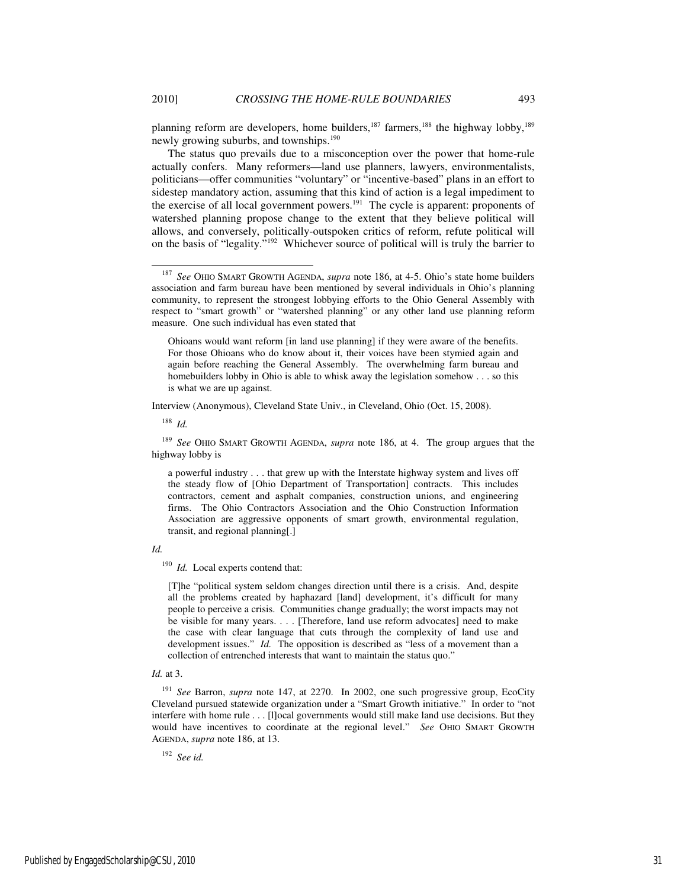planning reform are developers, home builders,[187] farmers,[188] the highway lobby,[189] newly growing suburbs, and townships.[190]

The status quo prevails due to a misconception over the power that home-rule actually confers. Many reformers—land use planners, lawyers, environmentalists, politicians—offer communities "voluntary" or "incentive-based" plans in an effort to sidestep mandatory action, assuming that this kind of action is a legal impediment to the exercise of all local government powers.[191] The cycle is apparent: proponents of watershed planning propose change to the extent that they believe political will allows, and conversely, politically-outspoken critics of reform, refute political will on the basis of "legality."[192] Whichever source of political will is truly the barrier to

---

[187] *See* OHIO SMART GROWTH AGENDA, *supra* note 186, at 4-5. Ohio's state home builders association and farm bureau have been mentioned by several individuals in Ohio's planning community, to represent the strongest lobbying efforts to the Ohio General Assembly with respect to "smart growth" or "watershed planning" or any other land use planning reform measure. One such individual has even stated that

> Ohioans would want reform [in land use planning] if they were aware of the benefits. For those Ohioans who do know about it, their voices have been stymied again and again before reaching the General Assembly. The overwhelming farm bureau and homebuilders lobby in Ohio is able to whisk away the legislation somehow . . . so this is what we are up against.

Interview (Anonymous), Cleveland State Univ., in Cleveland, Ohio (Oct. 15, 2008).

[188] *Id.*

[189] *See* OHIO SMART GROWTH AGENDA, *supra* note 186, at 4. The group argues that the highway lobby is

> a powerful industry . . . that grew up with the Interstate highway system and lives off the steady flow of [Ohio Department of Transportation] contracts. This includes contractors, cement and asphalt companies, construction unions, and engineering firms. The Ohio Contractors Association and the Ohio Construction Information Association are aggressive opponents of smart growth, environmental regulation, transit, and regional planning[.]

*Id.*

[190] *Id.* Local experts contend that:

> [T]he "political system seldom changes direction until there is a crisis. And, despite all the problems created by haphazard [land] development, it's difficult for many people to perceive a crisis. Communities change gradually; the worst impacts may not be visible for many years. . . . [Therefore, land use reform advocates] need to make the case with clear language that cuts through the complexity of land use and development issues." *Id.* The opposition is described as "less of a movement than a collection of entrenched interests that want to maintain the status quo."

*Id.* at 3.

[191] *See* Barron, *supra* note 147, at 2270. In 2002, one such progressive group, EcoCity Cleveland pursued statewide organization under a "Smart Growth initiative." In order to "not interfere with home rule . . . [l]ocal governments would still make land use decisions. But they would have incentives to coordinate at the regional level." *See* OHIO SMART GROWTH AGENDA, *supra* note 186, at 13.

[192] *See id.*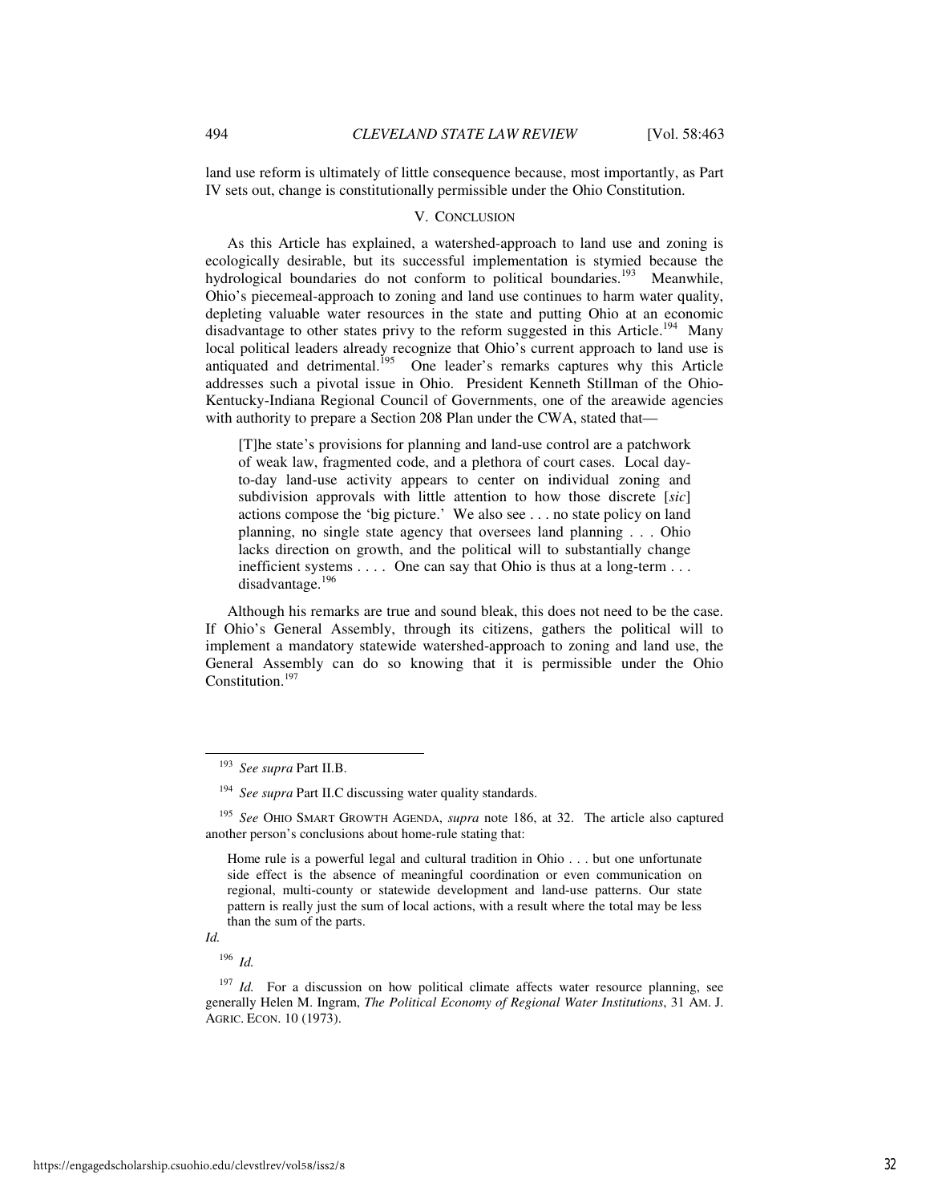land use reform is ultimately of little consequence because, most importantly, as Part IV sets out, change is constitutionally permissible under the Ohio Constitution.

## V. CONCLUSION

As this Article has explained, a watershed-approach to land use and zoning is ecologically desirable, but its successful implementation is stymied because the hydrological boundaries do not conform to political boundaries.[193] Meanwhile, Ohio's piecemeal-approach to zoning and land use continues to harm water quality, depleting valuable water resources in the state and putting Ohio at an economic disadvantage to other states privy to the reform suggested in this Article.[194] Many local political leaders already recognize that Ohio's current approach to land use is antiquated and detrimental.[195] One leader's remarks captures why this Article addresses such a pivotal issue in Ohio. President Kenneth Stillman of the Ohio-Kentucky-Indiana Regional Council of Governments, one of the areawide agencies with authority to prepare a Section 208 Plan under the CWA, stated that—

> [T]he state's provisions for planning and land-use control are a patchwork of weak law, fragmented code, and a plethora of court cases. Local day-to-day land-use activity appears to center on individual zoning and subdivision approvals with little attention to how those discrete [*sic*] actions compose the 'big picture.' We also see . . . no state policy on land planning, no single state agency that oversees land planning . . . Ohio lacks direction on growth, and the political will to substantially change inefficient systems . . . . One can say that Ohio is thus at a long-term . . . disadvantage.[196]

Although his remarks are true and sound bleak, this does not need to be the case. If Ohio's General Assembly, through its citizens, gathers the political will to implement a mandatory statewide watershed-approach to zoning and land use, the General Assembly can do so knowing that it is permissible under the Ohio Constitution.[197]

---

[193] *See supra* Part II.B.

[194] *See supra* Part II.C discussing water quality standards.

[195] *See* OHIO SMART GROWTH AGENDA, *supra* note 186, at 32. The article also captured another person's conclusions about home-rule stating that:

> Home rule is a powerful legal and cultural tradition in Ohio . . . but one unfortunate side effect is the absence of meaningful coordination or even communication on regional, multi-county or statewide development and land-use patterns. Our state pattern is really just the sum of local actions, with a result where the total may be less than the sum of the parts.

*Id.*

[196] *Id.*

[197] *Id.* For a discussion on how political climate affects water resource planning, see generally Helen M. Ingram, *The Political Economy of Regional Water Institutions*, 31 AM. J. AGRIC. ECON. 10 (1973).